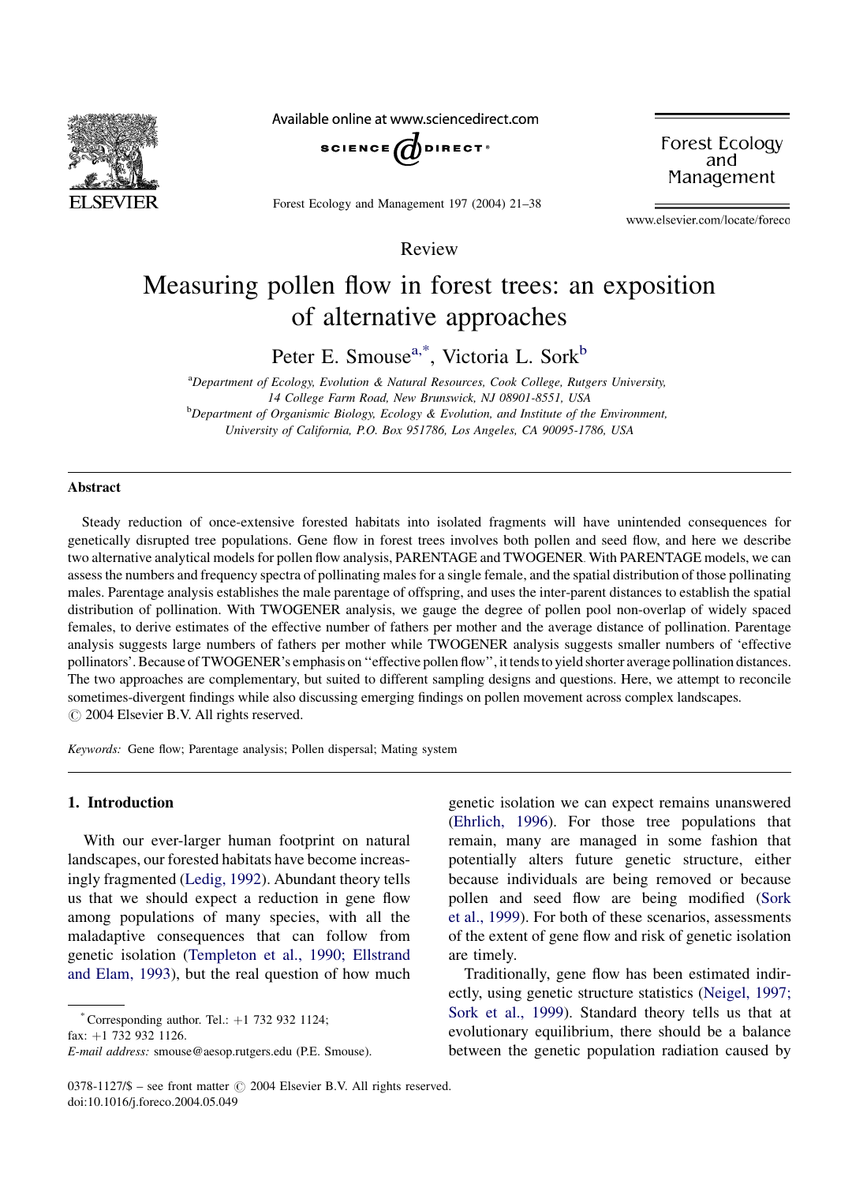Review

# Measuring pollen flow in forest trees: an exposition of alternative approaches

Peter E. Smouse[a,*], Victoria L. Sork[b]

[a]Department of Ecology, Evolution & Natural Resources, Cook College, Rutgers University, 14 College Farm Road, New Brunswick, NJ 08901-8551, USA

[b]Department of Organismic Biology, Ecology & Evolution, and Institute of the Environment, University of California, P.O. Box 951786, Los Angeles, CA 90095-1786, USA

## Abstract

Steady reduction of once-extensive forested habitats into isolated fragments will have unintended consequences for genetically disrupted tree populations. Gene flow in forest trees involves both pollen and seed flow, and here we describe two alternative analytical models for pollen flow analysis, PARENTAGE and TWOGENER. With PARENTAGE models, we can assess the numbers and frequency spectra of pollinating males for a single female, and the spatial distribution of those pollinating males. Parentage analysis establishes the male parentage of offspring, and uses the inter-parent distances to establish the spatial distribution of pollination. With TWOGENER analysis, we gauge the degree of pollen pool non-overlap of widely spaced females, to derive estimates of the effective number of fathers per mother and the average distance of pollination. Parentage analysis suggests large numbers of fathers per mother while TWOGENER analysis suggests smaller numbers of 'effective pollinators'. Because of TWOGENER's emphasis on "effective pollen flow", it tends to yield shorter average pollination distances. The two approaches are complementary, but suited to different sampling designs and questions. Here, we attempt to reconcile sometimes-divergent findings while also discussing emerging findings on pollen movement across complex landscapes.

© 2004 Elsevier B.V. All rights reserved.

*Keywords:* Gene flow; Parentage analysis; Pollen dispersal; Mating system

## 1. Introduction

With our ever-larger human footprint on natural landscapes, our forested habitats have become increasingly fragmented (Ledig, 1992). Abundant theory tells us that we should expect a reduction in gene flow among populations of many species, with all the maladaptive consequences that can follow from genetic isolation (Templeton et al., 1990; Ellstrand and Elam, 1993), but the real question of how much genetic isolation we can expect remains unanswered (Ehrlich, 1996). For those tree populations that remain, many are managed in some fashion that potentially alters future genetic structure, either because individuals are being removed or because pollen and seed flow are being modified (Sork et al., 1999). For both of these scenarios, assessments of the extent of gene flow and risk of genetic isolation are timely.

Traditionally, gene flow has been estimated indirectly, using genetic structure statistics (Neigel, 1997; Sork et al., 1999). Standard theory tells us that at evolutionary equilibrium, there should be a balance between the genetic population radiation caused by

* Corresponding author. Tel.: +1 732 932 1124; fax: +1 732 932 1126.
*E-mail address:* smouse@aesop.rutgers.edu (P.E. Smouse).

0378-1127/$ – see front matter © 2004 Elsevier B.V. All rights reserved.
doi:10.1016/j.foreco.2004.05.049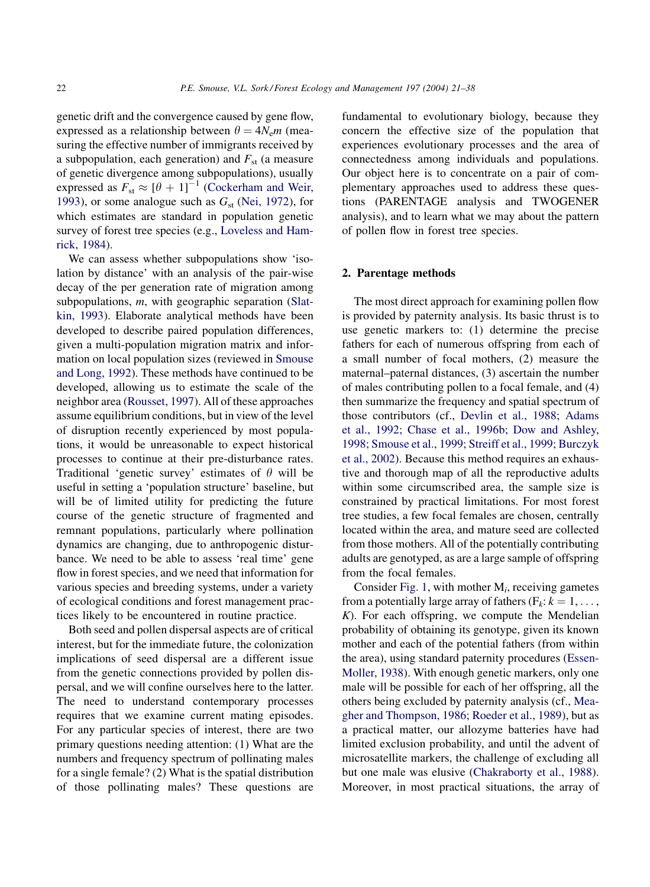genetic drift and the convergence caused by gene flow, expressed as a relationship between $\theta = 4N_em$ (measuring the effective number of immigrants received by a subpopulation, each generation) and $F_{st}$ (a measure of genetic divergence among subpopulations), usually expressed as $F_{st} \approx [\theta + 1]^{-1}$ (Cockerham and Weir, 1993), or some analogue such as $G_{st}$ (Nei, 1972), for which estimates are standard in population genetic survey of forest tree species (e.g., Loveless and Hamrick, 1984).

We can assess whether subpopulations show 'isolation by distance' with an analysis of the pair-wise decay of the per generation rate of migration among subpopulations, $m$, with geographic separation (Slatkin, 1993). Elaborate analytical methods have been developed to describe paired population differences, given a multi-population migration matrix and information on local population sizes (reviewed in Smouse and Long, 1992). These methods have continued to be developed, allowing us to estimate the scale of the neighbor area (Rousset, 1997). All of these approaches assume equilibrium conditions, but in view of the level of disruption recently experienced by most populations, it would be unreasonable to expect historical processes to continue at their pre-disturbance rates. Traditional 'genetic survey' estimates of $\theta$ will be useful in setting a 'population structure' baseline, but will be of limited utility for predicting the future course of the genetic structure of fragmented and remnant populations, particularly where pollination dynamics are changing, due to anthropogenic disturbance. We need to be able to assess 'real time' gene flow in forest species, and we need that information for various species and breeding systems, under a variety of ecological conditions and forest management practices likely to be encountered in routine practice.

Both seed and pollen dispersal aspects are of critical interest, but for the immediate future, the colonization implications of seed dispersal are a different issue from the genetic connections provided by pollen dispersal, and we will confine ourselves here to the latter. The need to understand contemporary processes requires that we examine current mating episodes. For any particular species of interest, there are two primary questions needing attention: (1) What are the numbers and frequency spectrum of pollinating males for a single female? (2) What is the spatial distribution of those pollinating males? These questions are fundamental to evolutionary biology, because they concern the effective size of the population that experiences evolutionary processes and the area of connectedness among individuals and populations. Our object here is to concentrate on a pair of complementary approaches used to address these questions (PARENTAGE analysis and TWOGENER analysis), and to learn what we may about the pattern of pollen flow in forest tree species.

## 2. Parentage methods

The most direct approach for examining pollen flow is provided by paternity analysis. Its basic thrust is to use genetic markers to: (1) determine the precise fathers for each of numerous offspring from each of a small number of focal mothers, (2) measure the maternal–paternal distances, (3) ascertain the number of males contributing pollen to a focal female, and (4) then summarize the frequency and spatial spectrum of those contributors (cf., Devlin et al., 1988; Adams et al., 1992; Chase et al., 1996b; Dow and Ashley, 1998; Smouse et al., 1999; Streiff et al., 1999; Burczyk et al., 2002). Because this method requires an exhaustive and thorough map of all the reproductive adults within some circumscribed area, the sample size is constrained by practical limitations. For most forest tree studies, a few focal females are chosen, centrally located within the area, and mature seed are collected from those mothers. All of the potentially contributing adults are genotyped, as are a large sample of offspring from the focal females.

Consider Fig. 1, with mother $M_i$, receiving gametes from a potentially large array of fathers ($F_k$: $k = 1, \ldots, K$). For each offspring, we compute the Mendelian probability of obtaining its genotype, given its known mother and each of the potential fathers (from within the area), using standard paternity procedures (Essen-Moller, 1938). With enough genetic markers, only one male will be possible for each of her offspring, all the others being excluded by paternity analysis (cf., Meagher and Thompson, 1986; Roeder et al., 1989), but as a practical matter, our allozyme batteries had limited exclusion probability, and until the advent of microsatellite markers, the challenge of excluding all but one male was elusive (Chakraborty et al., 1988). Moreover, in most practical situations, the array of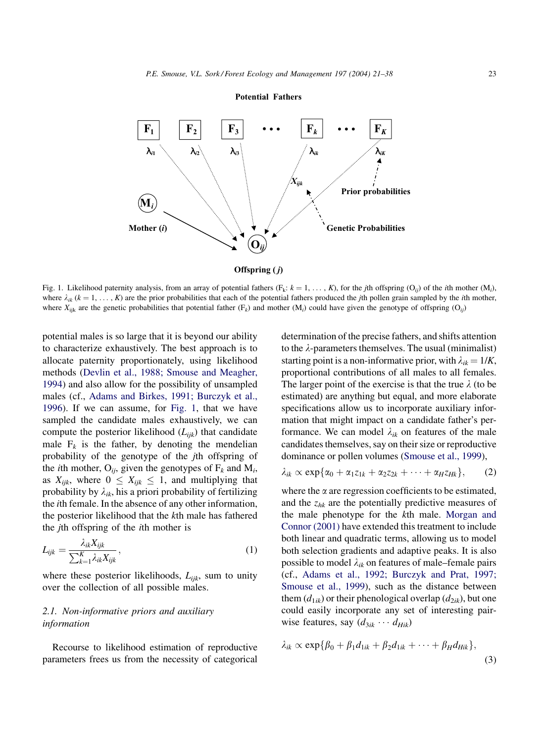Fig. 1. Likelihood paternity analysis, from an array of potential fathers ($F_k$: $k = 1, \ldots, K$), for the $j$th offspring ($O_{ij}$) of the $i$th mother ($M_i$), where $\lambda_{ik}$ ($k = 1, \ldots, K$) are the prior probabilities that each of the potential fathers produced the $j$th pollen grain sampled by the $i$th mother, where $X_{ijk}$ are the genetic probabilities that potential father ($F_k$) and mother ($M_i$) could have given the genotype of offspring ($O_{ij}$)

potential males is so large that it is beyond our ability to characterize exhaustively. The best approach is to allocate paternity proportionately, using likelihood methods (Devlin et al., 1988; Smouse and Meagher, 1994) and also allow for the possibility of unsampled males (cf., Adams and Birkes, 1991; Burczyk et al., 1996). If we can assume, for Fig. 1, that we have sampled the candidate males exhaustively, we can compute the posterior likelihood ($L_{ijk}$) that candidate male $F_k$ is the father, by denoting the mendelian probability of the genotype of the $j$th offspring of the $i$th mother, $O_{ij}$, given the genotypes of $F_k$ and $M_i$, as $X_{ijk}$, where $0 \leq X_{ijk} \leq 1$, and multiplying that probability by $\lambda_{ik}$, his a priori probability of fertilizing the $i$th female. In the absence of any other information, the posterior likelihood that the $k$th male has fathered the $j$th offspring of the $i$th mother is

$$L_{ijk} = \frac{\lambda_{ik} X_{ijk}}{\sum_{k=1}^{K} \lambda_{ik} X_{ijk}}, \tag{1}$$

where these posterior likelihoods, $L_{ijk}$, sum to unity over the collection of all possible males.

### 2.1. Non-informative priors and auxiliary information

Recourse to likelihood estimation of reproductive parameters frees us from the necessity of categorical determination of the precise fathers, and shifts attention to the $\lambda$-parameters themselves. The usual (minimalist) starting point is a non-informative prior, with $\lambda_{ik} = 1/K$, proportional contributions of all males to all females. The larger point of the exercise is that the true $\lambda$ (to be estimated) are anything but equal, and more elaborate specifications allow us to incorporate auxiliary information that might impact on a candidate father's performance. We can model $\lambda_{ik}$ on features of the male candidates themselves, say on their size or reproductive dominance or pollen volumes (Smouse et al., 1999),

$$\lambda_{ik} \propto \exp\{\alpha_0 + \alpha_1 z_{1k} + \alpha_2 z_{2k} + \cdots + \alpha_H z_{Hk}\}, \tag{2}$$

where the $\alpha$ are regression coefficients to be estimated, and the $z_{hk}$ are the potentially predictive measures of the male phenotype for the $k$th male. Morgan and Connor (2001) have extended this treatment to include both linear and quadratic terms, allowing us to model both selection gradients and adaptive peaks. It is also possible to model $\lambda_{ik}$ on features of male–female pairs (cf., Adams et al., 1992; Burczyk and Prat, 1997; Smouse et al., 1999), such as the distance between them ($d_{1ik}$) or their phenological overlap ($d_{2ik}$), but one could easily incorporate any set of interesting pairwise features, say ($d_{3ik} \cdots d_{Hik}$)

$$\lambda_{ik} \propto \exp\{\beta_0 + \beta_1 d_{1ik} + \beta_2 d_{1ik} + \cdots + \beta_H d_{Hik}\}, \tag{3}$$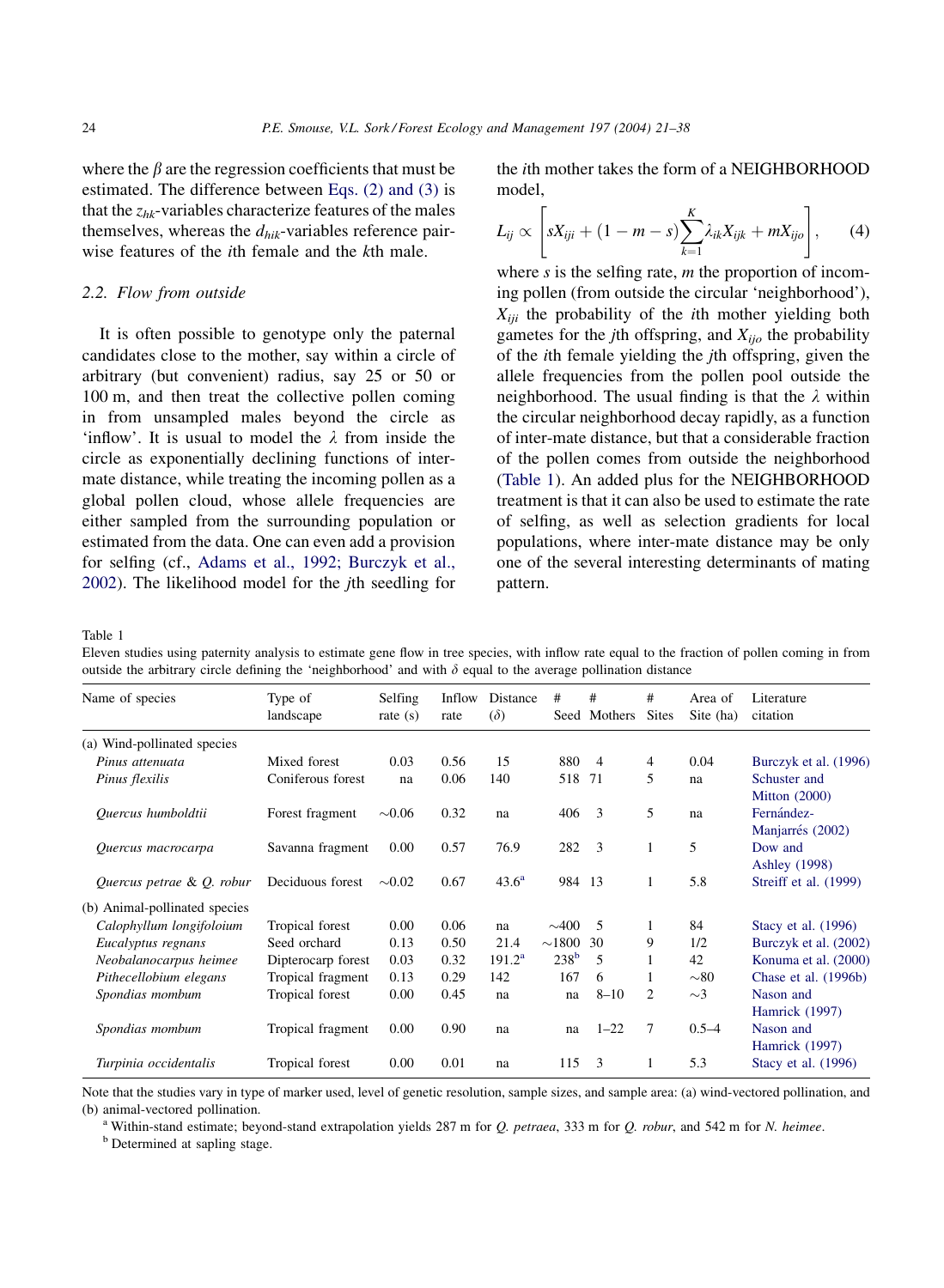where the $\beta$ are the regression coefficients that must be estimated. The difference between Eqs. (2) and (3) is that the $z_{hk}$-variables characterize features of the males themselves, whereas the $d_{hik}$-variables reference pairwise features of the $i$th female and the $k$th male.

### 2.2. Flow from outside

It is often possible to genotype only the paternal candidates close to the mother, say within a circle of arbitrary (but convenient) radius, say 25 or 50 or 100 m, and then treat the collective pollen coming in from unsampled males beyond the circle as 'inflow'. It is usual to model the $\lambda$ from inside the circle as exponentially declining functions of inter-mate distance, while treating the incoming pollen as a global pollen cloud, whose allele frequencies are either sampled from the surrounding population or estimated from the data. One can even add a provision for selfing (cf., Adams et al., 1992; Burczyk et al., 2002). The likelihood model for the $j$th seedling for the $i$th mother takes the form of a NEIGHBORHOOD model,

$$L_{ij} \propto \left[ sX_{iji} + (1 - m - s) \sum_{k=1}^{K} \lambda_{ik} X_{ijk} + mX_{ijo} \right], \qquad (4)$$

where $s$ is the selfing rate, $m$ the proportion of incoming pollen (from outside the circular 'neighborhood'), $X_{iji}$ the probability of the $i$th mother yielding both gametes for the $j$th offspring, and $X_{ijo}$ the probability of the $i$th female yielding the $j$th offspring, given the allele frequencies from the pollen pool outside the neighborhood. The usual finding is that the $\lambda$ within the circular neighborhood decay rapidly, as a function of inter-mate distance, but that a considerable fraction of the pollen comes from outside the neighborhood (Table 1). An added plus for the NEIGHBORHOOD treatment is that it can also be used to estimate the rate of selfing, as well as selection gradients for local populations, where inter-mate distance may be only one of the several interesting determinants of mating pattern.

Table 1
Eleven studies using paternity analysis to estimate gene flow in tree species, with inflow rate equal to the fraction of pollen coming in from outside the arbitrary circle defining the 'neighborhood' and with $\delta$ equal to the average pollination distance

| Name of species | Type of landscape | Selfing rate (s) | Inflow rate | Distance ($\delta$) | # Seed | # Mothers | # Sites | Area of Site (ha) | Literature citation |
|---|---|---|---|---|---|---|---|---|---|
| (a) Wind-pollinated species | | | | | | | | | |
| *Pinus attenuata* | Mixed forest | 0.03 | 0.56 | 15 | 880 | 4 | 4 | 0.04 | Burczyk et al. (1996) |
| *Pinus flexilis* | Coniferous forest | na | 0.06 | 140 | 518 | 71 | 5 | na | Schuster and Mitton (2000) |
| *Quercus humboldtii* | Forest fragment | ~0.06 | 0.32 | na | 406 | 3 | 5 | na | Fernández-Manjarrés (2002) |
| *Quercus macrocarpa* | Savanna fragment | 0.00 | 0.57 | 76.9 | 282 | 3 | 1 | 5 | Dow and Ashley (1998) |
| *Quercus petrae* & *Q. robur* | Deciduous forest | ~0.02 | 0.67 | 43.6[a] | 984 | 13 | 1 | 5.8 | Streiff et al. (1999) |
| (b) Animal-pollinated species | | | | | | | | | |
| *Calophyllum longifoloium* | Tropical forest | 0.00 | 0.06 | na | ~400 | 5 | 1 | 84 | Stacy et al. (1996) |
| *Eucalyptus regnans* | Seed orchard | 0.13 | 0.50 | 21.4 | ~1800 | 30 | 9 | 1/2 | Burczyk et al. (2002) |
| *Neobalanocarpus heimee* | Dipterocarp forest | 0.03 | 0.32 | 191.2[a] | 238[b] | 5 | 1 | 42 | Konuma et al. (2000) |
| *Pithecellobium elegans* | Tropical fragment | 0.13 | 0.29 | 142 | 167 | 6 | 1 | ~80 | Chase et al. (1996b) |
| *Spondias mombum* | Tropical forest | 0.00 | 0.45 | na | na | 8–10 | 2 | ~3 | Nason and Hamrick (1997) |
| *Spondias mombum* | Tropical fragment | 0.00 | 0.90 | na | na | 1–22 | 7 | 0.5–4 | Nason and Hamrick (1997) |
| *Turpinia occidentalis* | Tropical forest | 0.00 | 0.01 | na | 115 | 3 | 1 | 5.3 | Stacy et al. (1996) |

Note that the studies vary in type of marker used, level of genetic resolution, sample sizes, and sample area: (a) wind-vectored pollination, and (b) animal-vectored pollination.

[a] Within-stand estimate; beyond-stand extrapolation yields 287 m for *Q. petraea*, 333 m for *Q. robur*, and 542 m for *N. heimee*.

[b] Determined at sapling stage.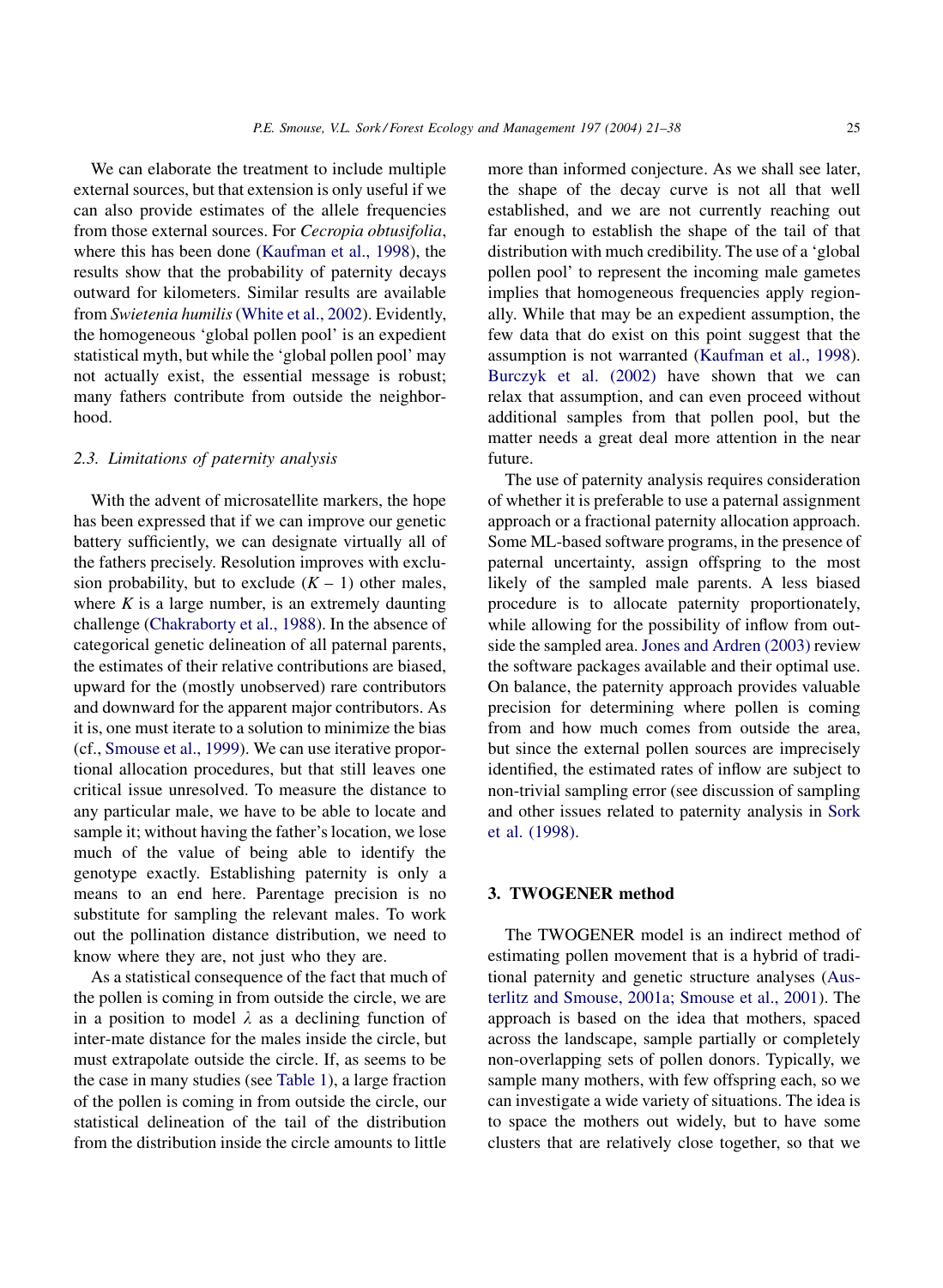We can elaborate the treatment to include multiple external sources, but that extension is only useful if we can also provide estimates of the allele frequencies from those external sources. For *Cecropia obtusifolia*, where this has been done (Kaufman et al., 1998), the results show that the probability of paternity decays outward for kilometers. Similar results are available from *Swietenia humilis* (White et al., 2002). Evidently, the homogeneous 'global pollen pool' is an expedient statistical myth, but while the 'global pollen pool' may not actually exist, the essential message is robust; many fathers contribute from outside the neighborhood.

### 2.3. Limitations of paternity analysis

With the advent of microsatellite markers, the hope has been expressed that if we can improve our genetic battery sufficiently, we can designate virtually all of the fathers precisely. Resolution improves with exclusion probability, but to exclude $(K - 1)$ other males, where $K$ is a large number, is an extremely daunting challenge (Chakraborty et al., 1988). In the absence of categorical genetic delineation of all paternal parents, the estimates of their relative contributions are biased, upward for the (mostly unobserved) rare contributors and downward for the apparent major contributors. As it is, one must iterate to a solution to minimize the bias (cf., Smouse et al., 1999). We can use iterative proportional allocation procedures, but that still leaves one critical issue unresolved. To measure the distance to any particular male, we have to be able to locate and sample it; without having the father's location, we lose much of the value of being able to identify the genotype exactly. Establishing paternity is only a means to an end here. Parentage precision is no substitute for sampling the relevant males. To work out the pollination distance distribution, we need to know where they are, not just who they are.

As a statistical consequence of the fact that much of the pollen is coming in from outside the circle, we are in a position to model $\lambda$ as a declining function of inter-mate distance for the males inside the circle, but must extrapolate outside the circle. If, as seems to be the case in many studies (see Table 1), a large fraction of the pollen is coming in from outside the circle, our statistical delineation of the tail of the distribution from the distribution inside the circle amounts to little more than informed conjecture. As we shall see later, the shape of the decay curve is not all that well established, and we are not currently reaching out far enough to establish the shape of the tail of that distribution with much credibility. The use of a 'global pollen pool' to represent the incoming male gametes implies that homogeneous frequencies apply regionally. While that may be an expedient assumption, the few data that do exist on this point suggest that the assumption is not warranted (Kaufman et al., 1998). Burczyk et al. (2002) have shown that we can relax that assumption, and can even proceed without additional samples from that pollen pool, but the matter needs a great deal more attention in the near future.

The use of paternity analysis requires consideration of whether it is preferable to use a paternal assignment approach or a fractional paternity allocation approach. Some ML-based software programs, in the presence of paternal uncertainty, assign offspring to the most likely of the sampled male parents. A less biased procedure is to allocate paternity proportionately, while allowing for the possibility of inflow from outside the sampled area. Jones and Ardren (2003) review the software packages available and their optimal use. On balance, the paternity approach provides valuable precision for determining where pollen is coming from and how much comes from outside the area, but since the external pollen sources are imprecisely identified, the estimated rates of inflow are subject to non-trivial sampling error (see discussion of sampling and other issues related to paternity analysis in Sork et al. (1998).

## 3. TWOGENER method

The TWOGENER model is an indirect method of estimating pollen movement that is a hybrid of traditional paternity and genetic structure analyses (Austerlitz and Smouse, 2001a; Smouse et al., 2001). The approach is based on the idea that mothers, spaced across the landscape, sample partially or completely non-overlapping sets of pollen donors. Typically, we sample many mothers, with few offspring each, so we can investigate a wide variety of situations. The idea is to space the mothers out widely, but to have some clusters that are relatively close together, so that we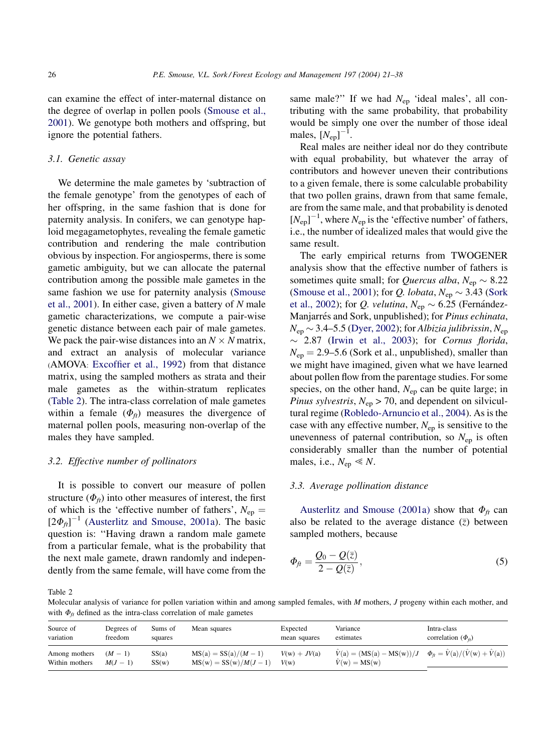can examine the effect of inter-maternal distance on the degree of overlap in pollen pools (Smouse et al., 2001). We genotype both mothers and offspring, but ignore the potential fathers.

### 3.1. Genetic assay

We determine the male gametes by 'subtraction of the female genotype' from the genotypes of each of her offspring, in the same fashion as is done for paternity analysis. In conifers, we can genotype haploid megagametophytes, revealing the female gametic contribution and rendering the male contribution obvious by inspection. For angiosperms, there is some gametic ambiguity, but we can allocate the paternal contribution among the possible male gametes in the same fashion we use for paternity analysis (Smouse et al., 2001). In either case, given a battery of $N$ male gametic characterizations, we compute a pair-wise genetic distance between each pair of male gametes. We pack the pair-wise distances into an $N \times N$ matrix, and extract an analysis of molecular variance (AMOVA: Excoffier et al., 1992) from that distance matrix, using the sampled mothers as strata and their male gametes as the within-stratum replicates (Table 2). The intra-class correlation of male gametes within a female ($\Phi_{ft}$) measures the divergence of maternal pollen pools, measuring non-overlap of the males they have sampled.

### 3.2. Effective number of pollinators

It is possible to convert our measure of pollen structure ($\Phi_{ft}$) into other measures of interest, the first of which is the 'effective number of fathers', $N_{ep} = [2\Phi_{ft}]^{-1}$ (Austerlitz and Smouse, 2001a). The basic question is: "Having drawn a random male gamete from a particular female, what is the probability that the next male gamete, drawn randomly and independently from the same female, will have come from the same male?" If we had $N_{ep}$ 'ideal males', all contributing with the same probability, that probability would be simply one over the number of those ideal males, $[N_{ep}]^{-1}$.

Real males are neither ideal nor do they contribute with equal probability, but whatever the array of contributors and however uneven their contributions to a given female, there is some calculable probability that two pollen grains, drawn from that same female, are from the same male, and that probability is denoted $[N_{ep}]^{-1}$, where $N_{ep}$ is the 'effective number' of fathers, i.e., the number of idealized males that would give the same result.

The early empirical returns from TWOGENER analysis show that the effective number of fathers is sometimes quite small; for *Quercus alba*, $N_{ep} \sim 8.22$ (Smouse et al., 2001); for *Q. lobata*, $N_{ep} \sim 3.43$ (Sork et al., 2002); for *Q. velutina*, $N_{ep} \sim 6.25$ (Fernández-Manjarrés and Sork, unpublished); for *Pinus echinata*, $N_{ep} \sim 3.4$–$5.5$ (Dyer, 2002); for *Albizia julibrissin*, $N_{ep} \sim 2.87$ (Irwin et al., 2003); for *Cornus florida*, $N_{ep} = 2.9$–$5.6$ (Sork et al., unpublished), smaller than we might have imagined, given what we have learned about pollen flow from the parentage studies. For some species, on the other hand, $N_{ep}$ can be quite large; in *Pinus sylvestris*, $N_{ep} > 70$, and dependent on silvicultural regime (Robledo-Arnuncio et al., 2004). As is the case with any effective number, $N_{ep}$ is sensitive to the unevenness of paternal contribution, so $N_{ep}$ is often considerably smaller than the number of potential males, i.e., $N_{ep} \ll N$.

### 3.3. Average pollination distance

Austerlitz and Smouse (2001a) show that $\Phi_{ft}$ can also be related to the average distance ($\bar{z}$) between sampled mothers, because

$$\Phi_{ft} = \frac{Q_0 - Q(\bar{z})}{2 - Q(\bar{z})}, \tag{5}$$

Table 2
Molecular analysis of variance for pollen variation within and among sampled females, with $M$ mothers, $J$ progeny within each mother, and with $\Phi_{ft}$ defined as the intra-class correlation of male gametes

| Source of variation | Degrees of freedom | Sums of squares | Mean squares | Expected mean squares | Variance estimates | Intra-class correlation ($\Phi_{ft}$) |
|---|---|---|---|---|---|---|
| Among mothers | $(M-1)$ | SS(a) | $\text{MS(a)} = \text{SS(a)}/(M-1)$ | $V(\text{w}) + JV(\text{a})$ | $\hat{V}(\text{a}) = (\text{MS(a)} - \text{MS(w)})/J$ | $\Phi_{ft} = \hat{V}(\text{a})/(\hat{V}(\text{w}) + \hat{V}(\text{a}))$ |
| Within mothers | $M(J-1)$ | SS(w) | $\text{MS(w)} = \text{SS(w)}/M(J-1)$ | $V(\text{w})$ | $\hat{V}(\text{w}) = \text{MS(w)}$ | |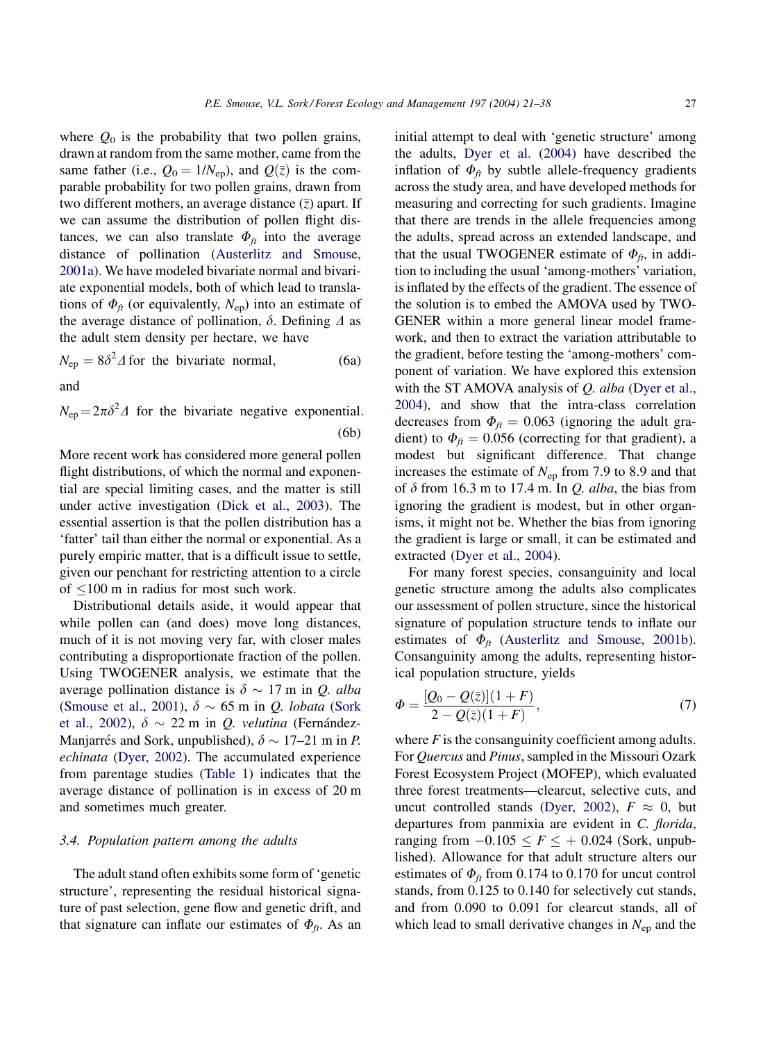where $Q_0$ is the probability that two pollen grains, drawn at random from the same mother, came from the same father (i.e., $Q_0 = 1/N_{ep}$), and $Q(\bar{z})$ is the comparable probability for two pollen grains, drawn from two different mothers, an average distance ($\bar{z}$) apart. If we can assume the distribution of pollen flight distances, we can also translate $\Phi_{ft}$ into the average distance of pollination (Austerlitz and Smouse, 2001a). We have modeled bivariate normal and bivariate exponential models, both of which lead to translations of $\Phi_{ft}$ (or equivalently, $N_{ep}$) into an estimate of the average distance of pollination, $\delta$. Defining $\Delta$ as the adult stem density per hectare, we have

$$N_{ep} = 8\delta^2\Delta \text{ for the bivariate normal,} \tag{6a}$$

and

$$N_{ep} = 2\pi\delta^2\Delta \text{ for the bivariate negative exponential.} \tag{6b}$$

More recent work has considered more general pollen flight distributions, of which the normal and exponential are special limiting cases, and the matter is still under active investigation (Dick et al., 2003). The essential assertion is that the pollen distribution has a 'fatter' tail than either the normal or exponential. As a purely empiric matter, that is a difficult issue to settle, given our penchant for restricting attention to a circle of $\leq$100 m in radius for most such work.

Distributional details aside, it would appear that while pollen can (and does) move long distances, much of it is not moving very far, with closer males contributing a disproportionate fraction of the pollen. Using TWOGENER analysis, we estimate that the average pollination distance is $\delta \sim 17$ m in *Q. alba* (Smouse et al., 2001), $\delta \sim 65$ m in *Q. lobata* (Sork et al., 2002), $\delta \sim 22$ m in *Q. velutina* (Fernández-Manjarrés and Sork, unpublished), $\delta \sim 17$–21 m in *P. echinata* (Dyer, 2002). The accumulated experience from parentage studies (Table 1) indicates that the average distance of pollination is in excess of 20 m and sometimes much greater.

### 3.4. Population pattern among the adults

The adult stand often exhibits some form of 'genetic structure', representing the residual historical signature of past selection, gene flow and genetic drift, and that signature can inflate our estimates of $\Phi_{ft}$. As an initial attempt to deal with 'genetic structure' among the adults, Dyer et al. (2004) have described the inflation of $\Phi_{ft}$ by subtle allele-frequency gradients across the study area, and have developed methods for measuring and correcting for such gradients. Imagine that there are trends in the allele frequencies among the adults, spread across an extended landscape, and that the usual TWOGENER estimate of $\Phi_{ft}$, in addition to including the usual 'among-mothers' variation, is inflated by the effects of the gradient. The essence of the solution is to embed the AMOVA used by TWOGENER within a more general linear model framework, and then to extract the variation attributable to the gradient, before testing the 'among-mothers' component of variation. We have explored this extension with the ST AMOVA analysis of *Q. alba* (Dyer et al., 2004), and show that the intra-class correlation decreases from $\Phi_{ft} = 0.063$ (ignoring the adult gradient) to $\Phi_{ft} = 0.056$ (correcting for that gradient), a modest but significant difference. That change increases the estimate of $N_{ep}$ from 7.9 to 8.9 and that of $\delta$ from 16.3 m to 17.4 m. In *Q. alba*, the bias from ignoring the gradient is modest, but in other organisms, it might not be. Whether the bias from ignoring the gradient is large or small, it can be estimated and extracted (Dyer et al., 2004).

For many forest species, consanguinity and local genetic structure among the adults also complicates our assessment of pollen structure, since the historical signature of population structure tends to inflate our estimates of $\Phi_{ft}$ (Austerlitz and Smouse, 2001b). Consanguinity among the adults, representing historical population structure, yields

$$\Phi = \frac{[Q_0 - Q(\bar{z})](1 + F)}{2 - Q(\bar{z})(1 + F)}, \tag{7}$$

where $F$ is the consanguinity coefficient among adults. For *Quercus* and *Pinus*, sampled in the Missouri Ozark Forest Ecosystem Project (MOFEP), which evaluated three forest treatments—clearcut, selective cuts, and uncut controlled stands (Dyer, 2002), $F \approx 0$, but departures from panmixia are evident in *C. florida*, ranging from $-0.105 \leq F \leq +0.024$ (Sork, unpublished). Allowance for that adult structure alters our estimates of $\Phi_{ft}$ from 0.174 to 0.170 for uncut control stands, from 0.125 to 0.140 for selectively cut stands, and from 0.090 to 0.091 for clearcut stands, all of which lead to small derivative changes in $N_{ep}$ and the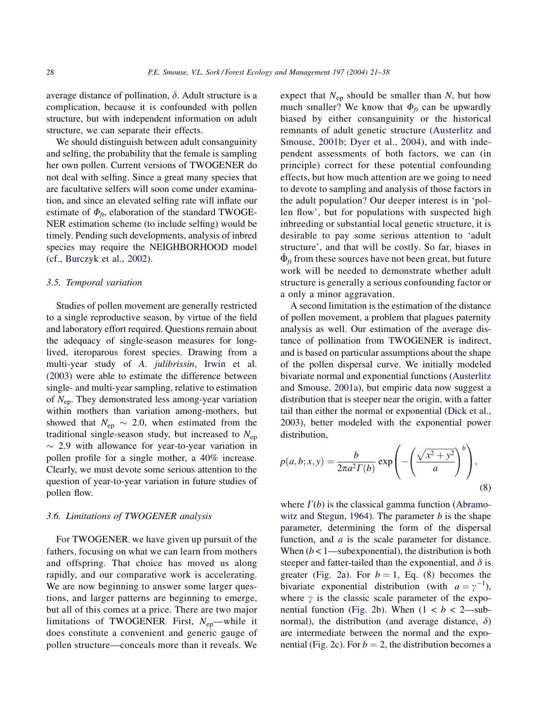average distance of pollination, $\delta$. Adult structure is a complication, because it is confounded with pollen structure, but with independent information on adult structure, we can separate their effects.

We should distinguish between adult consanguinity and selfing, the probability that the female is sampling her own pollen. Current versions of TWOGENER do not deal with selfing. Since a great many species that are facultative selfers will soon come under examination, and since an elevated selfing rate will inflate our estimate of $\Phi_{ft}$, elaboration of the standard TWOGENER estimation scheme (to include selfing) would be timely. Pending such developments, analysis of inbred species may require the NEIGHBORHOOD model (cf., Burczyk et al., 2002).

### 3.5. Temporal variation

Studies of pollen movement are generally restricted to a single reproductive season, by virtue of the field and laboratory effort required. Questions remain about the adequacy of single-season measures for long-lived, iteroparous forest species. Drawing from a multi-year study of *A. julibrissin*, Irwin et al. (2003) were able to estimate the difference between single- and multi-year sampling, relative to estimation of $N_{ep}$. They demonstrated less among-year variation within mothers than variation among-mothers, but showed that $N_{ep} \sim 2.0$, when estimated from the traditional single-season study, but increased to $N_{ep} \sim 2.9$ with allowance for year-to-year variation in pollen profile for a single mother, a 40% increase. Clearly, we must devote some serious attention to the question of year-to-year variation in future studies of pollen flow.

### 3.6. Limitations of TWOGENER analysis

For TWOGENER, we have given up pursuit of the fathers, focusing on what we can learn from mothers and offspring. That choice has moved us along rapidly, and our comparative work is accelerating. We are now beginning to answer some larger questions, and larger patterns are beginning to emerge, but all of this comes at a price. There are two major limitations of TWOGENER. First, $N_{ep}$—while it does constitute a convenient and generic gauge of pollen structure—conceals more than it reveals. We expect that $N_{ep}$ should be smaller than $N$, but how much smaller? We know that $\Phi_{ft}$ can be upwardly biased by either consanguinity or the historical remnants of adult genetic structure (Austerlitz and Smouse, 2001b; Dyer et al., 2004), and with independent assessments of both factors, we can (in principle) correct for these potential confounding effects, but how much attention are we going to need to devote to sampling and analysis of those factors in the adult population? Our deeper interest is in 'pollen flow', but for populations with suspected high inbreeding or substantial local genetic structure, it is desirable to pay some serious attention to 'adult structure', and that will be costly. So far, biases in $\hat{\Phi}_{ft}$ from these sources have not been great, but future work will be needed to demonstrate whether adult structure is generally a serious confounding factor or a only a minor aggravation.

A second limitation is the estimation of the distance of pollen movement, a problem that plagues paternity analysis as well. Our estimation of the average distance of pollination from TWOGENER is indirect, and is based on particular assumptions about the shape of the pollen dispersal curve. We initially modeled bivariate normal and exponential functions (Austerlitz and Smouse, 2001a), but empiric data now suggest a distribution that is steeper near the origin, with a fatter tail than either the normal or exponential (Dick et al., 2003), better modeled with the exponential power distribution,

$$p(a, b; x, y) = \frac{b}{2\pi a^2 \Gamma(b)} \exp\left(-\left(\frac{\sqrt{x^2 + y^2}}{a}\right)^b\right), \tag{8}$$

where $\Gamma(b)$ is the classical gamma function (Abramowitz and Stegun, 1964). The parameter $b$ is the shape parameter, determining the form of the dispersal function, and $a$ is the scale parameter for distance. When ($b < 1$—subexponential), the distribution is both steeper and fatter-tailed than the exponential, and $\delta$ is greater (Fig. 2a). For $b = 1$, Eq. (8) becomes the bivariate exponential distribution (with $a = \gamma^{-1}$), where $\gamma$ is the classic scale parameter of the exponential function (Fig. 2b). When ($1 < b < 2$—subnormal), the distribution (and average distance, $\delta$) are intermediate between the normal and the exponential (Fig. 2c). For $b = 2$, the distribution becomes a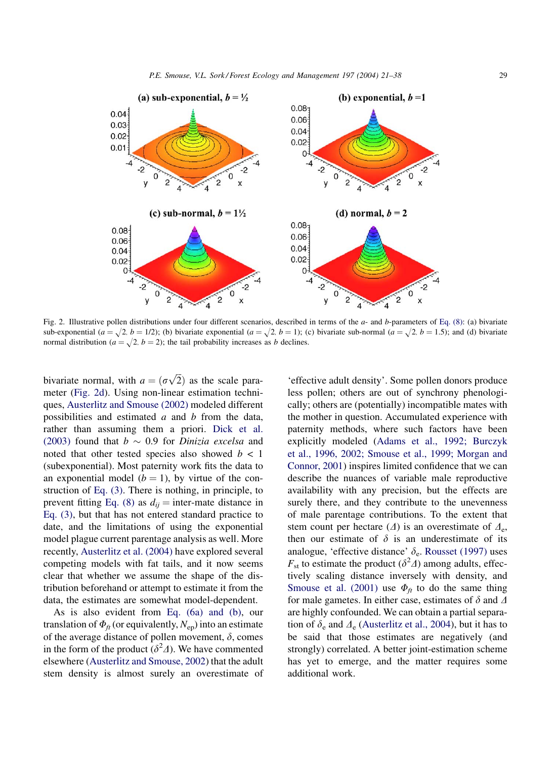Fig. 2. Illustrative pollen distributions under four different scenarios, described in terms of the *a*- and *b*-parameters of Eq. (8): (a) bivariate sub-exponential ($a = \sqrt{2}$, $b = 1/2$); (b) bivariate exponential ($a = \sqrt{2}$, $b = 1$); (c) bivariate sub-normal ($a = \sqrt{2}$, $b = 1.5$); and (d) bivariate normal distribution ($a = \sqrt{2}$, $b = 2$); the tail probability increases as *b* declines.

bivariate normal, with $a = (\sigma\sqrt{2})$ as the scale parameter (Fig. 2d). Using non-linear estimation techniques, Austerlitz and Smouse (2002) modeled different possibilities and estimated *a* and *b* from the data, rather than assuming them a priori. Dick et al. (2003) found that $b \sim 0.9$ for *Dinizia excelsa* and noted that other tested species also showed $b < 1$ (subexponential). Most paternity work fits the data to an exponential model ($b = 1$), by virtue of the construction of Eq. (3). There is nothing, in principle, to prevent fitting Eq. (8) as $d_{ij}$ = inter-mate distance in Eq. (3), but that has not entered standard practice to date, and the limitations of using the exponential model plague current parentage analysis as well. More recently, Austerlitz et al. (2004) have explored several competing models with fat tails, and it now seems clear that whether we assume the shape of the distribution beforehand or attempt to estimate it from the data, the estimates are somewhat model-dependent.

As is also evident from Eq. (6a) and (b), our translation of $\Phi_{ft}$ (or equivalently, $N_{ep}$) into an estimate of the average distance of pollen movement, $\delta$, comes in the form of the product $(\delta^2 \Delta)$. We have commented elsewhere (Austerlitz and Smouse, 2002) that the adult stem density is almost surely an overestimate of 'effective adult density'. Some pollen donors produce less pollen; others are out of synchrony phenologically; others are (potentially) incompatible mates with the mother in question. Accumulated experience with paternity methods, where such factors have been explicitly modeled (Adams et al., 1992; Burczyk et al., 1996, 2002; Smouse et al., 1999; Morgan and Connor, 2001) inspires limited confidence that we can describe the nuances of variable male reproductive availability with any precision, but the effects are surely there, and they contribute to the unevenness of male parentage contributions. To the extent that stem count per hectare ($\Delta$) is an overestimate of $\Delta_e$, then our estimate of $\delta$ is an underestimate of its analogue, 'effective distance' $\delta_e$. Rousset (1997) uses $F_{st}$ to estimate the product $(\delta^2 \Delta)$ among adults, effectively scaling distance inversely with density, and Smouse et al. (2001) use $\Phi_{ft}$ to do the same thing for male gametes. In either case, estimates of $\delta$ and $\Delta$ are highly confounded. We can obtain a partial separation of $\delta_e$ and $\Delta_e$ (Austerlitz et al., 2004), but it has to be said that those estimates are negatively (and strongly) correlated. A better joint-estimation scheme has yet to emerge, and the matter requires some additional work.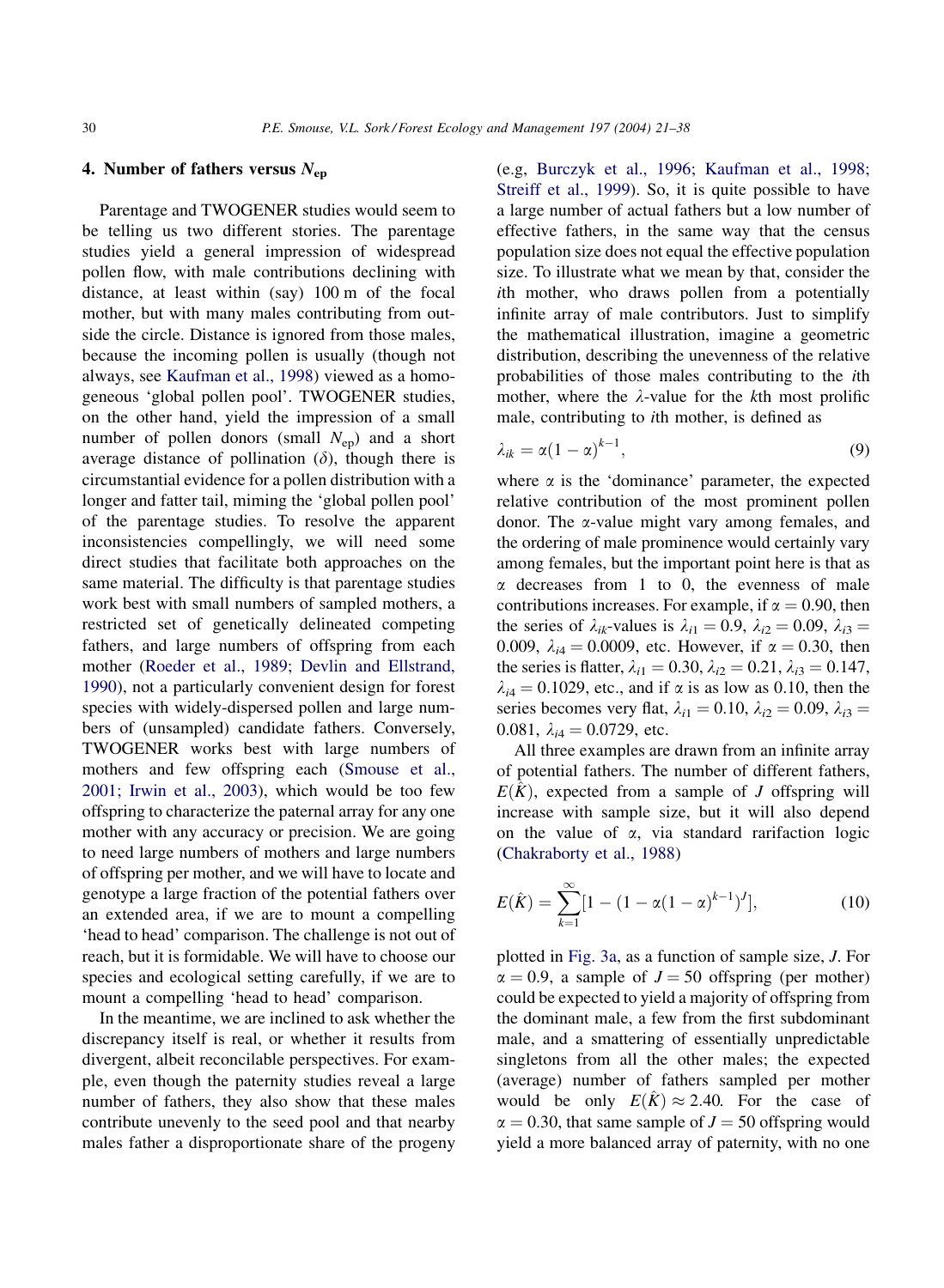## 4. Number of fathers versus $N_{ep}$

Parentage and TWOGENER studies would seem to be telling us two different stories. The parentage studies yield a general impression of widespread pollen flow, with male contributions declining with distance, at least within (say) 100 m of the focal mother, but with many males contributing from outside the circle. Distance is ignored from those males, because the incoming pollen is usually (though not always, see Kaufman et al., 1998) viewed as a homogeneous 'global pollen pool'. TWOGENER studies, on the other hand, yield the impression of a small number of pollen donors (small $N_{ep}$) and a short average distance of pollination ($\delta$), though there is circumstantial evidence for a pollen distribution with a longer and fatter tail, miming the 'global pollen pool' of the parentage studies. To resolve the apparent inconsistencies compellingly, we will need some direct studies that facilitate both approaches on the same material. The difficulty is that parentage studies work best with small numbers of sampled mothers, a restricted set of genetically delineated competing fathers, and large numbers of offspring from each mother (Roeder et al., 1989; Devlin and Ellstrand, 1990), not a particularly convenient design for forest species with widely-dispersed pollen and large numbers of (unsampled) candidate fathers. Conversely, TWOGENER works best with large numbers of mothers and few offspring each (Smouse et al., 2001; Irwin et al., 2003), which would be too few offspring to characterize the paternal array for any one mother with any accuracy or precision. We are going to need large numbers of mothers and large numbers of offspring per mother, and we will have to locate and genotype a large fraction of the potential fathers over an extended area, if we are to mount a compelling 'head to head' comparison. The challenge is not out of reach, but it is formidable. We will have to choose our species and ecological setting carefully, if we are to mount a compelling 'head to head' comparison.

In the meantime, we are inclined to ask whether the discrepancy itself is real, or whether it results from divergent, albeit reconcilable perspectives. For example, even though the paternity studies reveal a large number of fathers, they also show that these males contribute unevenly to the seed pool and that nearby males father a disproportionate share of the progeny (e.g, Burczyk et al., 1996; Kaufman et al., 1998; Streiff et al., 1999). So, it is quite possible to have a large number of actual fathers but a low number of effective fathers, in the same way that the census population size does not equal the effective population size. To illustrate what we mean by that, consider the $i$th mother, who draws pollen from a potentially infinite array of male contributors. Just to simplify the mathematical illustration, imagine a geometric distribution, describing the unevenness of the relative probabilities of those males contributing to the $i$th mother, where the $\lambda$-value for the $k$th most prolific male, contributing to $i$th mother, is defined as

$$\lambda_{ik} = \alpha(1-\alpha)^{k-1}, \tag{9}$$

where $\alpha$ is the 'dominance' parameter, the expected relative contribution of the most prominent pollen donor. The $\alpha$-value might vary among females, and the ordering of male prominence would certainly vary among females, but the important point here is that as $\alpha$ decreases from 1 to 0, the evenness of male contributions increases. For example, if $\alpha = 0.90$, then the series of $\lambda_{ik}$-values is $\lambda_{i1} = 0.9$, $\lambda_{i2} = 0.09$, $\lambda_{i3} = 0.009$, $\lambda_{i4} = 0.0009$, etc. However, if $\alpha = 0.30$, then the series is flatter, $\lambda_{i1} = 0.30$, $\lambda_{i2} = 0.21$, $\lambda_{i3} = 0.147$, $\lambda_{i4} = 0.1029$, etc., and if $\alpha$ is as low as 0.10, then the series becomes very flat, $\lambda_{i1} = 0.10$, $\lambda_{i2} = 0.09$, $\lambda_{i3} = 0.081$, $\lambda_{i4} = 0.0729$, etc.

All three examples are drawn from an infinite array of potential fathers. The number of different fathers, $E(\hat{K})$, expected from a sample of $J$ offspring will increase with sample size, but it will also depend on the value of $\alpha$, via standard rarifaction logic (Chakraborty et al., 1988)

$$E(\hat{K}) = \sum_{k=1}^{\infty}[1 - (1 - \alpha(1-\alpha)^{k-1})^{J}], \tag{10}$$

plotted in Fig. 3a, as a function of sample size, $J$. For $\alpha = 0.9$, a sample of $J = 50$ offspring (per mother) could be expected to yield a majority of offspring from the dominant male, a few from the first subdominant male, and a smattering of essentially unpredictable singletons from all the other males; the expected (average) number of fathers sampled per mother would be only $E(\hat{K}) \approx 2.40$. For the case of $\alpha = 0.30$, that same sample of $J = 50$ offspring would yield a more balanced array of paternity, with no one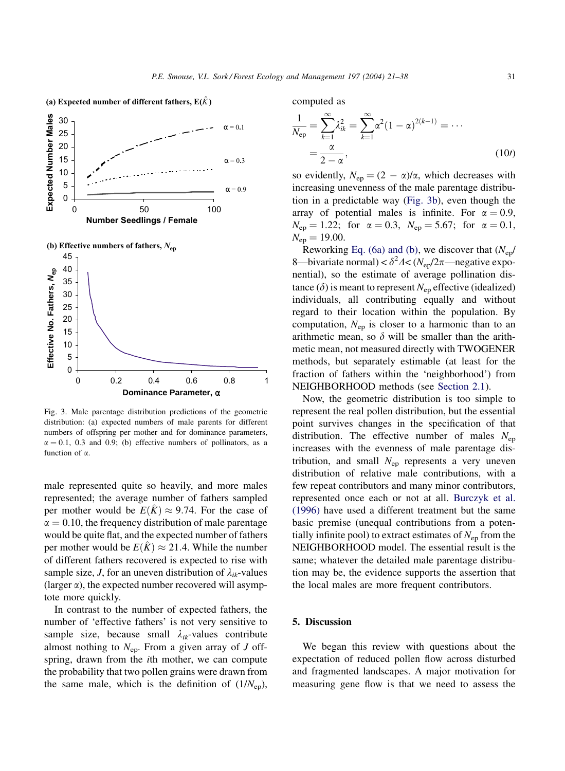Fig. 3. Male parentage distribution predictions of the geometric distribution: (a) expected numbers of male parents for different numbers of offspring per mother and for dominance parameters, $\alpha = 0.1$, 0.3 and 0.9; (b) effective numbers of pollinators, as a function of $\alpha$.

male represented quite so heavily, and more males represented; the average number of fathers sampled per mother would be $E(\hat{K}) \approx 9.74$. For the case of $\alpha = 0.10$, the frequency distribution of male parentage would be quite flat, and the expected number of fathers per mother would be $E(\hat{K}) \approx 21.4$. While the number of different fathers recovered is expected to rise with sample size, $J$, for an uneven distribution of $\lambda_{ik}$-values (larger $\alpha$), the expected number recovered will asymptote more quickly.

In contrast to the number of expected fathers, the number of 'effective fathers' is not very sensitive to sample size, because small $\lambda_{ik}$-values contribute almost nothing to $N_{ep}$. From a given array of $J$ offspring, drawn from the $i$th mother, we can compute the probability that two pollen grains were drawn from the same male, which is the definition of ($1/N_{ep}$), computed as

$$\frac{1}{N_{ep}} = \sum_{k=1}^{\infty} \lambda_{ik}^2 = \sum_{k=1}^{\infty} \alpha^2 (1-\alpha)^{2(k-1)} = \cdots = \frac{\alpha}{2-\alpha}, \tag{10′}$$

so evidently, $N_{ep} = (2 - \alpha)/\alpha$, which decreases with increasing unevenness of the male parentage distribution in a predictable way (Fig. 3b), even though the array of potential males is infinite. For $\alpha = 0.9$, $N_{ep} = 1.22$; for $\alpha = 0.3$, $N_{ep} = 5.67$; for $\alpha = 0.1$, $N_{ep} = 19.00$.

Reworking Eq. (6a) and (b), we discover that ($N_{ep}$/8—bivariate normal) $< \delta^2 \Delta <$ ($N_{ep}/2\pi$—negative exponential), so the estimate of average pollination distance ($\delta$) is meant to represent $N_{ep}$ effective (idealized) individuals, all contributing equally and without regard to their location within the population. By computation, $N_{ep}$ is closer to a harmonic than to an arithmetic mean, so $\delta$ will be smaller than the arithmetic mean, not measured directly with TWOGENER methods, but separately estimable (at least for the fraction of fathers within the 'neighborhood') from NEIGHBORHOOD methods (see Section 2.1).

Now, the geometric distribution is too simple to represent the real pollen distribution, but the essential point survives changes in the specification of that distribution. The effective number of males $N_{ep}$ increases with the evenness of male parentage distribution, and small $N_{ep}$ represents a very uneven distribution of relative male contributions, with a few repeat contributors and many minor contributors, represented once each or not at all. Burczyk et al. (1996) have used a different treatment but the same basic premise (unequal contributions from a potentially infinite pool) to extract estimates of $N_{ep}$ from the NEIGHBORHOOD model. The essential result is the same; whatever the detailed male parentage distribution may be, the evidence supports the assertion that the local males are more frequent contributors.

## 5. Discussion

We began this review with questions about the expectation of reduced pollen flow across disturbed and fragmented landscapes. A major motivation for measuring gene flow is that we need to assess the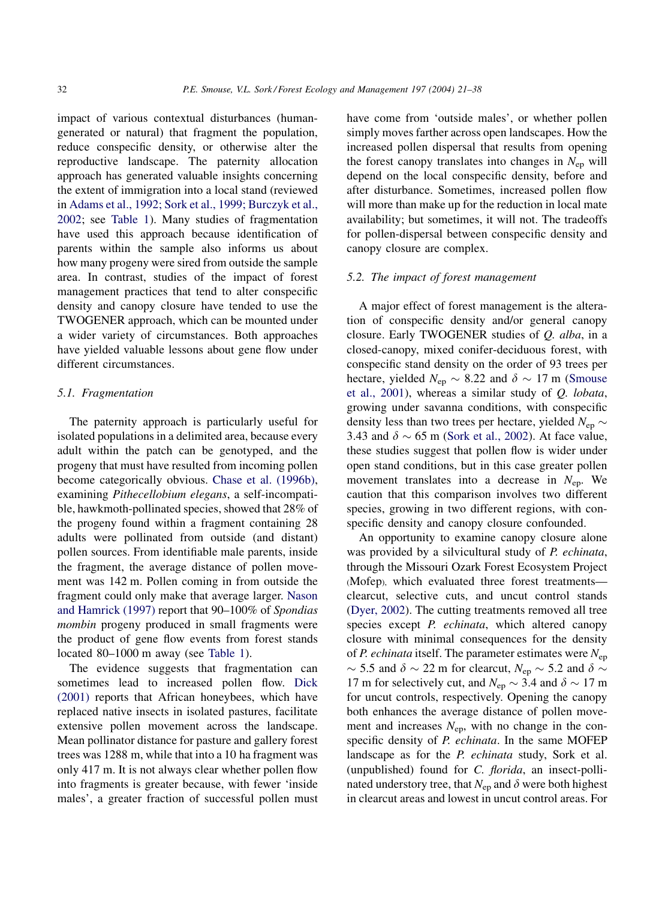impact of various contextual disturbances (human-generated or natural) that fragment the population, reduce conspecific density, or otherwise alter the reproductive landscape. The paternity allocation approach has generated valuable insights concerning the extent of immigration into a local stand (reviewed in Adams et al., 1992; Sork et al., 1999; Burczyk et al., 2002; see Table 1). Many studies of fragmentation have used this approach because identification of parents within the sample also informs us about how many progeny were sired from outside the sample area. In contrast, studies of the impact of forest management practices that tend to alter conspecific density and canopy closure have tended to use the TWOGENER approach, which can be mounted under a wider variety of circumstances. Both approaches have yielded valuable lessons about gene flow under different circumstances.

### 5.1. Fragmentation

The paternity approach is particularly useful for isolated populations in a delimited area, because every adult within the patch can be genotyped, and the progeny that must have resulted from incoming pollen become categorically obvious. Chase et al. (1996b), examining *Pithecellobium elegans*, a self-incompatible, hawkmoth-pollinated species, showed that 28% of the progeny found within a fragment containing 28 adults were pollinated from outside (and distant) pollen sources. From identifiable male parents, inside the fragment, the average distance of pollen movement was 142 m. Pollen coming in from outside the fragment could only make that average larger. Nason and Hamrick (1997) report that 90–100% of *Spondias mombin* progeny produced in small fragments were the product of gene flow events from forest stands located 80–1000 m away (see Table 1).

The evidence suggests that fragmentation can sometimes lead to increased pollen flow. Dick (2001) reports that African honeybees, which have replaced native insects in isolated pastures, facilitate extensive pollen movement across the landscape. Mean pollinator distance for pasture and gallery forest trees was 1288 m, while that into a 10 ha fragment was only 417 m. It is not always clear whether pollen flow into fragments is greater because, with fewer 'inside males', a greater fraction of successful pollen must have come from 'outside males', or whether pollen simply moves farther across open landscapes. How the increased pollen dispersal that results from opening the forest canopy translates into changes in $N_{ep}$ will depend on the local conspecific density, before and after disturbance. Sometimes, increased pollen flow will more than make up for the reduction in local mate availability; but sometimes, it will not. The tradeoffs for pollen-dispersal between conspecific density and canopy closure are complex.

### 5.2. The impact of forest management

A major effect of forest management is the alteration of conspecific density and/or general canopy closure. Early TWOGENER studies of *Q. alba*, in a closed-canopy, mixed conifer-deciduous forest, with conspecific stand density on the order of 93 trees per hectare, yielded $N_{ep} \sim 8.22$ and $\delta \sim 17$ m (Smouse et al., 2001), whereas a similar study of *Q. lobata*, growing under savanna conditions, with conspecific density less than two trees per hectare, yielded $N_{ep} \sim 3.43$ and $\delta \sim 65$ m (Sork et al., 2002). At face value, these studies suggest that pollen flow is wider under open stand conditions, but in this case greater pollen movement translates into a decrease in $N_{ep}$. We caution that this comparison involves two different species, growing in two different regions, with conspecific density and canopy closure confounded.

An opportunity to examine canopy closure alone was provided by a silvicultural study of *P. echinata*, through the Missouri Ozark Forest Ecosystem Project (Mofep), which evaluated three forest treatments—clearcut, selective cuts, and uncut control stands (Dyer, 2002). The cutting treatments removed all tree species except *P. echinata*, which altered canopy closure with minimal consequences for the density of *P. echinata* itself. The parameter estimates were $N_{ep} \sim 5.5$ and $\delta \sim 22$ m for clearcut, $N_{ep} \sim 5.2$ and $\delta \sim 17$ m for selectively cut, and $N_{ep} \sim 3.4$ and $\delta \sim 17$ m for uncut controls, respectively. Opening the canopy both enhances the average distance of pollen movement and increases $N_{ep}$, with no change in the conspecific density of *P. echinata*. In the same MOFEP landscape as for the *P. echinata* study, Sork et al. (unpublished) found for *C. florida*, an insect-pollinated understory tree, that $N_{ep}$ and $\delta$ were both highest in clearcut areas and lowest in uncut control areas. For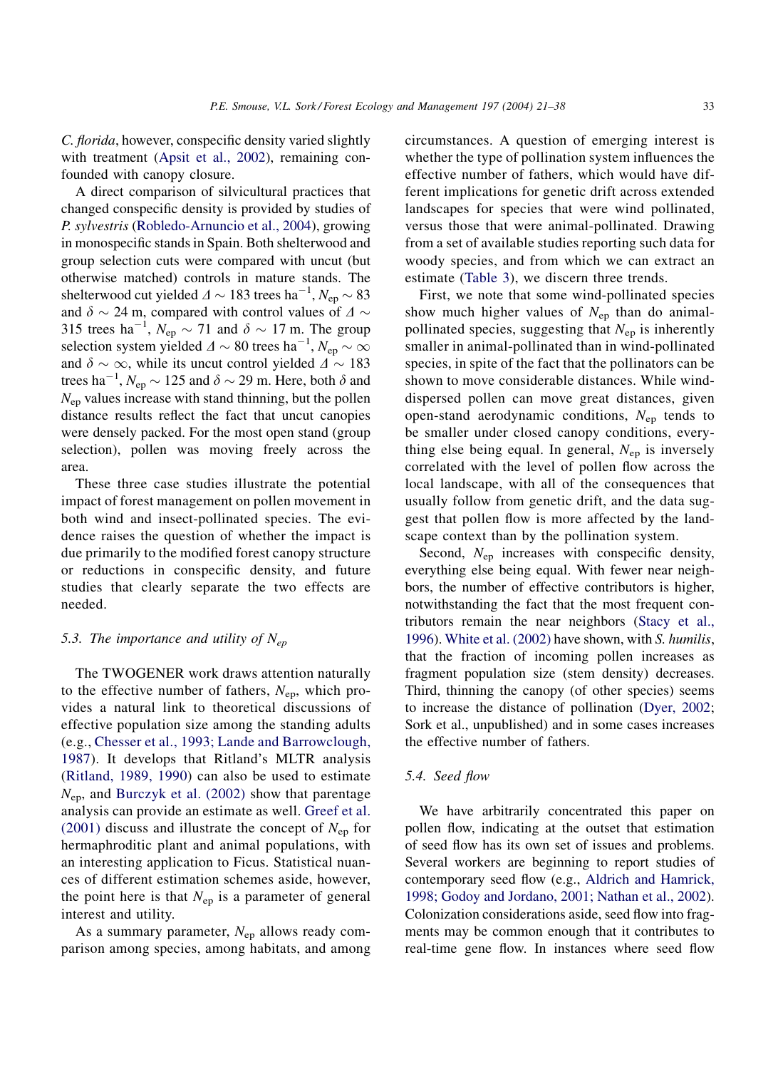*C. florida*, however, conspecific density varied slightly with treatment (Apsit et al., 2002), remaining confounded with canopy closure.

A direct comparison of silvicultural practices that changed conspecific density is provided by studies of *P. sylvestris* (Robledo-Arnuncio et al., 2004), growing in monospecific stands in Spain. Both shelterwood and group selection cuts were compared with uncut (but otherwise matched) controls in mature stands. The shelterwood cut yielded $\Delta \sim 183$ trees ha$^{-1}$, $N_{ep} \sim 83$ and $\delta \sim 24$ m, compared with control values of $\Delta \sim 315$ trees ha$^{-1}$, $N_{ep} \sim 71$ and $\delta \sim 17$ m. The group selection system yielded $\Delta \sim 80$ trees ha$^{-1}$, $N_{ep} \sim \infty$ and $\delta \sim \infty$, while its uncut control yielded $\Delta \sim 183$ trees ha$^{-1}$, $N_{ep} \sim 125$ and $\delta \sim 29$ m. Here, both $\delta$ and $N_{ep}$ values increase with stand thinning, but the pollen distance results reflect the fact that uncut canopies were densely packed. For the most open stand (group selection), pollen was moving freely across the area.

These three case studies illustrate the potential impact of forest management on pollen movement in both wind and insect-pollinated species. The evidence raises the question of whether the impact is due primarily to the modified forest canopy structure or reductions in conspecific density, and future studies that clearly separate the two effects are needed.

### 5.3. The importance and utility of $N_{ep}$

The TWOGENER work draws attention naturally to the effective number of fathers, $N_{ep}$, which provides a natural link to theoretical discussions of effective population size among the standing adults (e.g., Chesser et al., 1993; Lande and Barrowclough, 1987). It develops that Ritland's MLTR analysis (Ritland, 1989, 1990) can also be used to estimate $N_{ep}$, and Burczyk et al. (2002) show that parentage analysis can provide an estimate as well. Greef et al. (2001) discuss and illustrate the concept of $N_{ep}$ for hermaphroditic plant and animal populations, with an interesting application to Ficus. Statistical nuances of different estimation schemes aside, however, the point here is that $N_{ep}$ is a parameter of general interest and utility.

As a summary parameter, $N_{ep}$ allows ready comparison among species, among habitats, and among circumstances. A question of emerging interest is whether the type of pollination system influences the effective number of fathers, which would have different implications for genetic drift across extended landscapes for species that were wind pollinated, versus those that were animal-pollinated. Drawing from a set of available studies reporting such data for woody species, and from which we can extract an estimate (Table 3), we discern three trends.

First, we note that some wind-pollinated species show much higher values of $N_{ep}$ than do animal-pollinated species, suggesting that $N_{ep}$ is inherently smaller in animal-pollinated than in wind-pollinated species, in spite of the fact that the pollinators can be shown to move considerable distances. While wind-dispersed pollen can move great distances, given open-stand aerodynamic conditions, $N_{ep}$ tends to be smaller under closed canopy conditions, everything else being equal. In general, $N_{ep}$ is inversely correlated with the level of pollen flow across the local landscape, with all of the consequences that usually follow from genetic drift, and the data suggest that pollen flow is more affected by the landscape context than by the pollination system.

Second, $N_{ep}$ increases with conspecific density, everything else being equal. With fewer near neighbors, the number of effective contributors is higher, notwithstanding the fact that the most frequent contributors remain the near neighbors (Stacy et al., 1996). White et al. (2002) have shown, with *S. humilis*, that the fraction of incoming pollen increases as fragment population size (stem density) decreases. Third, thinning the canopy (of other species) seems to increase the distance of pollination (Dyer, 2002; Sork et al., unpublished) and in some cases increases the effective number of fathers.

### 5.4. Seed flow

We have arbitrarily concentrated this paper on pollen flow, indicating at the outset that estimation of seed flow has its own set of issues and problems. Several workers are beginning to report studies of contemporary seed flow (e.g., Aldrich and Hamrick, 1998; Godoy and Jordano, 2001; Nathan et al., 2002). Colonization considerations aside, seed flow into fragments may be common enough that it contributes to real-time gene flow. In instances where seed flow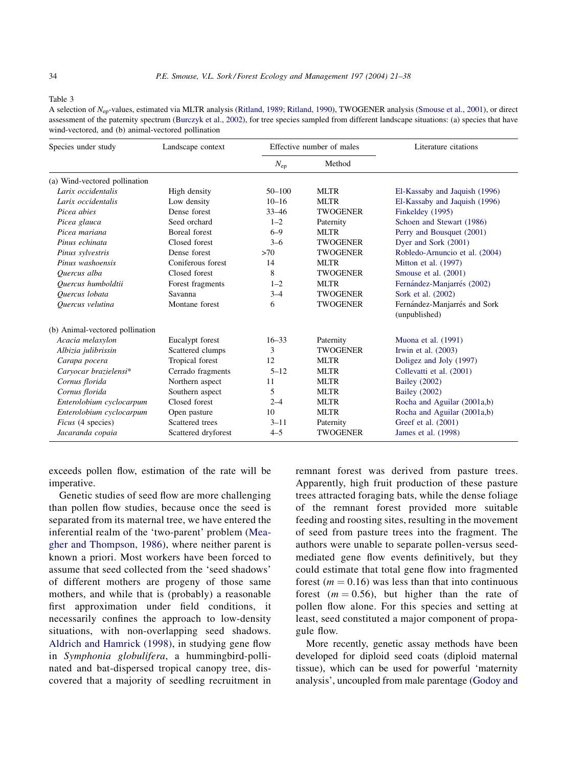Table 3

A selection of $N_{ep}$-values, estimated via MLTR analysis (Ritland, 1989; Ritland, 1990), TWOGENER analysis (Smouse et al., 2001), or direct assessment of the paternity spectrum (Burczyk et al., 2002), for tree species sampled from different landscape situations: (a) species that have wind-vectored, and (b) animal-vectored pollination

| Species under study | Landscape context | Effective number of males | | Literature citations |
|---|---|---|---|---|
| | | $N_{ep}$ | Method | |
| (a) Wind-vectored pollination | | | | |
| *Larix occidentalis* | High density | 50–100 | MLTR | El-Kassaby and Jaquish (1996) |
| *Larix occidentalis* | Low density | 10–16 | MLTR | El-Kassaby and Jaquish (1996) |
| *Picea abies* | Dense forest | 33–46 | TWOGENER | Finkeldey (1995) |
| *Picea glauca* | Seed orchard | 1–2 | Paternity | Schoen and Stewart (1986) |
| *Picea mariana* | Boreal forest | 6–9 | MLTR | Perry and Bousquet (2001) |
| *Pinus echinata* | Closed forest | 3–6 | TWOGENER | Dyer and Sork (2001) |
| *Pinus sylvestris* | Dense forest | >70 | TWOGENER | Robledo-Arnuncio et al. (2004) |
| *Pinus washoensis* | Coniferous forest | 14 | MLTR | Mitton et al. (1997) |
| *Quercus alba* | Closed forest | 8 | TWOGENER | Smouse et al. (2001) |
| *Quercus humboldtii* | Forest fragments | 1–2 | MLTR | Fernández-Manjarrés (2002) |
| *Quercus lobata* | Savanna | 3–4 | TWOGENER | Sork et al. (2002) |
| *Quercus velutina* | Montane forest | 6 | TWOGENER | Fernández-Manjarrés and Sork (unpublished) |
| (b) Animal-vectored pollination | | | | |
| *Acacia melaxylon* | Eucalypt forest | 16–33 | Paternity | Muona et al. (1991) |
| *Albizia julibrissin* | Scattered clumps | 3 | TWOGENER | Irwin et al. (2003) |
| *Carapa pocera* | Tropical forest | 12 | MLTR | Doligez and Joly (1997) |
| *Caryocar brazielensi** | Cerrado fragments | 5–12 | MLTR | Collevatti et al. (2001) |
| *Cornus florida* | Northern aspect | 11 | MLTR | Bailey (2002) |
| *Cornus florida* | Southern aspect | 5 | MLTR | Bailey (2002) |
| *Enterolobium cyclocarpum* | Closed forest | 2–4 | MLTR | Rocha and Aguilar (2001a,b) |
| *Enterolobium cyclocarpum* | Open pasture | 10 | MLTR | Rocha and Aguilar (2001a,b) |
| *Ficus* (4 species) | Scattered trees | 3–11 | Paternity | Greef et al. (2001) |
| *Jacaranda copaia* | Scattered dryforest | 4–5 | TWOGENER | James et al. (1998) |

exceeds pollen flow, estimation of the rate will be imperative.

Genetic studies of seed flow are more challenging than pollen flow studies, because once the seed is separated from its maternal tree, we have entered the inferential realm of the 'two-parent' problem (Meagher and Thompson, 1986), where neither parent is known a priori. Most workers have been forced to assume that seed collected from the 'seed shadows' of different mothers are progeny of those same mothers, and while that is (probably) a reasonable first approximation under field conditions, it necessarily confines the approach to low-density situations, with non-overlapping seed shadows. Aldrich and Hamrick (1998), in studying gene flow in *Symphonia globulifera*, a hummingbird-pollinated and bat-dispersed tropical canopy tree, discovered that a majority of seedling recruitment in remnant forest was derived from pasture trees. Apparently, high fruit production of these pasture trees attracted foraging bats, while the dense foliage of the remnant forest provided more suitable feeding and roosting sites, resulting in the movement of seed from pasture trees into the fragment. The authors were unable to separate pollen-versus seed-mediated gene flow events definitively, but they could estimate that total gene flow into fragmented forest ($m = 0.16$) was less than that into continuous forest ($m = 0.56$), but higher than the rate of pollen flow alone. For this species and setting at least, seed constituted a major component of propagule flow.

More recently, genetic assay methods have been developed for diploid seed coats (diploid maternal tissue), which can be used for powerful 'maternity analysis', uncoupled from male parentage (Godoy and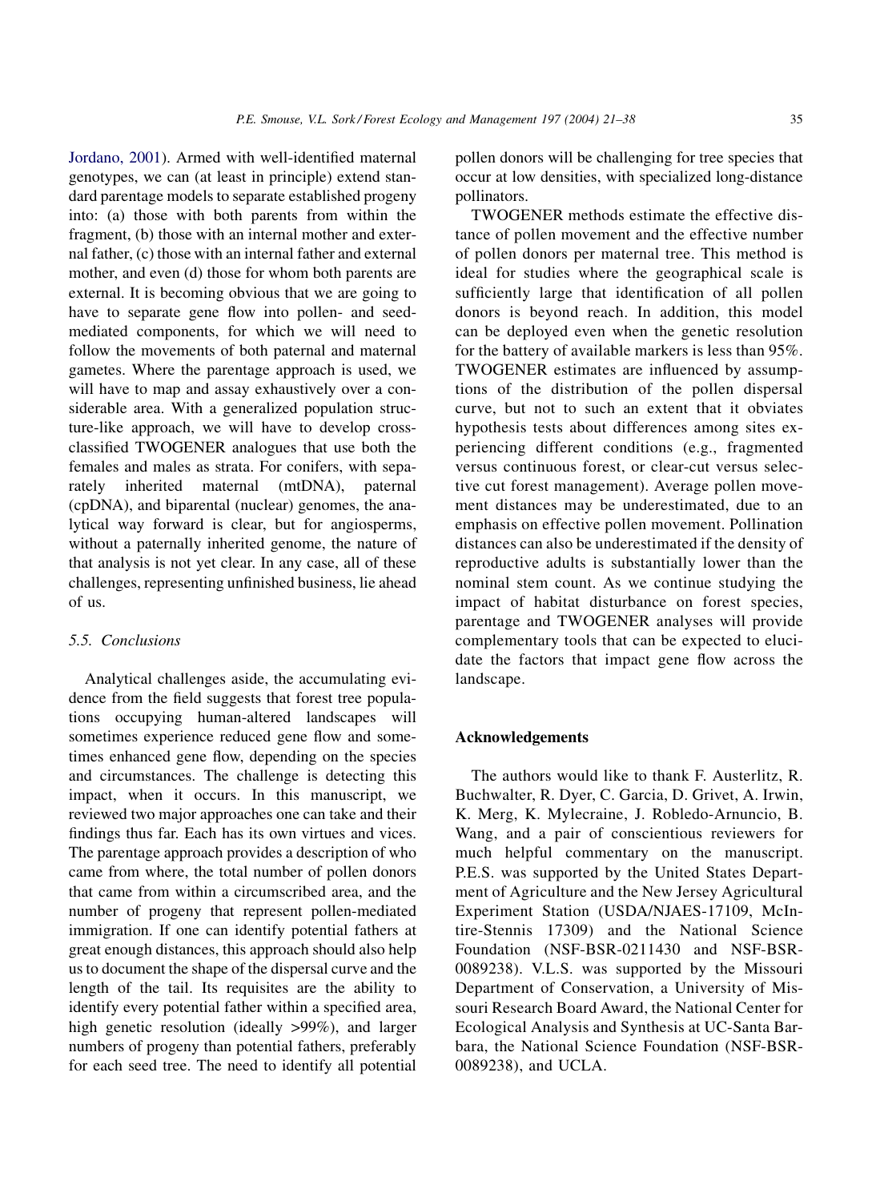Jordano, 2001). Armed with well-identified maternal genotypes, we can (at least in principle) extend standard parentage models to separate established progeny into: (a) those with both parents from within the fragment, (b) those with an internal mother and external father, (c) those with an internal father and external mother, and even (d) those for whom both parents are external. It is becoming obvious that we are going to have to separate gene flow into pollen- and seed-mediated components, for which we will need to follow the movements of both paternal and maternal gametes. Where the parentage approach is used, we will have to map and assay exhaustively over a considerable area. With a generalized population structure-like approach, we will have to develop cross-classified TWOGENER analogues that use both the females and males as strata. For conifers, with separately inherited maternal (mtDNA), paternal (cpDNA), and biparental (nuclear) genomes, the analytical way forward is clear, but for angiosperms, without a paternally inherited genome, the nature of that analysis is not yet clear. In any case, all of these challenges, representing unfinished business, lie ahead of us.

### 5.5. Conclusions

Analytical challenges aside, the accumulating evidence from the field suggests that forest tree populations occupying human-altered landscapes will sometimes experience reduced gene flow and sometimes enhanced gene flow, depending on the species and circumstances. The challenge is detecting this impact, when it occurs. In this manuscript, we reviewed two major approaches one can take and their findings thus far. Each has its own virtues and vices. The parentage approach provides a description of who came from where, the total number of pollen donors that came from within a circumscribed area, and the number of progeny that represent pollen-mediated immigration. If one can identify potential fathers at great enough distances, this approach should also help us to document the shape of the dispersal curve and the length of the tail. Its requisites are the ability to identify every potential father within a specified area, high genetic resolution (ideally >99%), and larger numbers of progeny than potential fathers, preferably for each seed tree. The need to identify all potential pollen donors will be challenging for tree species that occur at low densities, with specialized long-distance pollinators.

TWOGENER methods estimate the effective distance of pollen movement and the effective number of pollen donors per maternal tree. This method is ideal for studies where the geographical scale is sufficiently large that identification of all pollen donors is beyond reach. In addition, this model can be deployed even when the genetic resolution for the battery of available markers is less than 95%. TWOGENER estimates are influenced by assumptions of the distribution of the pollen dispersal curve, but not to such an extent that it obviates hypothesis tests about differences among sites experiencing different conditions (e.g., fragmented versus continuous forest, or clear-cut versus selective cut forest management). Average pollen movement distances may be underestimated, due to an emphasis on effective pollen movement. Pollination distances can also be underestimated if the density of reproductive adults is substantially lower than the nominal stem count. As we continue studying the impact of habitat disturbance on forest species, parentage and TWOGENER analyses will provide complementary tools that can be expected to elucidate the factors that impact gene flow across the landscape.

## Acknowledgements

The authors would like to thank F. Austerlitz, R. Buchwalter, R. Dyer, C. Garcia, D. Grivet, A. Irwin, K. Merg, K. Mylecraine, J. Robledo-Arnuncio, B. Wang, and a pair of conscientious reviewers for much helpful commentary on the manuscript. P.E.S. was supported by the United States Department of Agriculture and the New Jersey Agricultural Experiment Station (USDA/NJAES-17109, McIntire-Stennis 17309) and the National Science Foundation (NSF-BSR-0211430 and NSF-BSR-0089238). V.L.S. was supported by the Missouri Department of Conservation, a University of Missouri Research Board Award, the National Center for Ecological Analysis and Synthesis at UC-Santa Barbara, the National Science Foundation (NSF-BSR-0089238), and UCLA.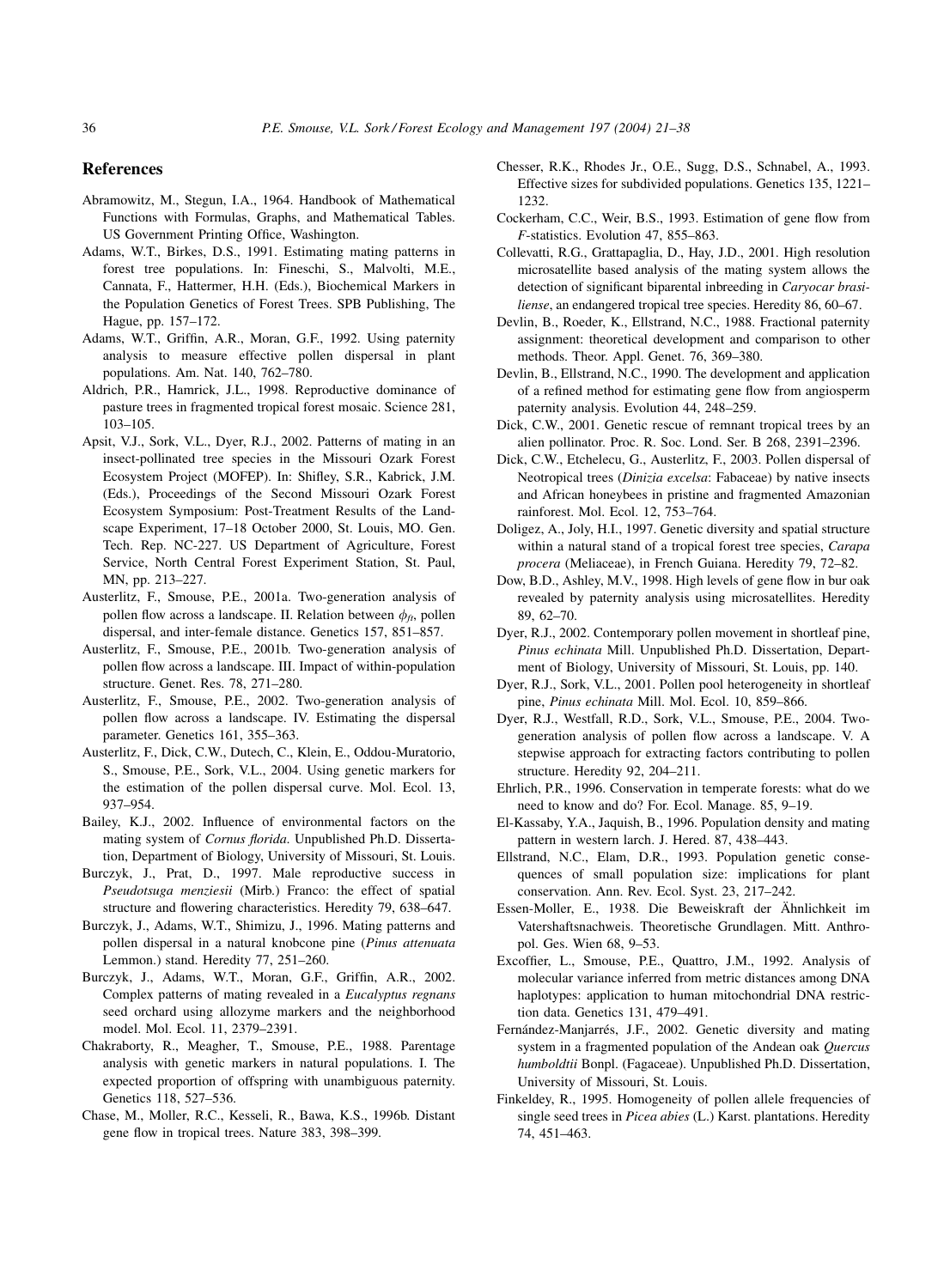## References

Abramowitz, M., Stegun, I.A., 1964. Handbook of Mathematical Functions with Formulas, Graphs, and Mathematical Tables. US Government Printing Office, Washington.

Adams, W.T., Birkes, D.S., 1991. Estimating mating patterns in forest tree populations. In: Fineschi, S., Malvolti, M.E., Cannata, F., Hattermer, H.H. (Eds.), Biochemical Markers in the Population Genetics of Forest Trees. SPB Publishing, The Hague, pp. 157–172.

Adams, W.T., Griffin, A.R., Moran, G.F., 1992. Using paternity analysis to measure effective pollen dispersal in plant populations. Am. Nat. 140, 762–780.

Aldrich, P.R., Hamrick, J.L., 1998. Reproductive dominance of pasture trees in fragmented tropical forest mosaic. Science 281, 103–105.

Apsit, V.J., Sork, V.L., Dyer, R.J., 2002. Patterns of mating in an insect-pollinated tree species in the Missouri Ozark Forest Ecosystem Project (MOFEP). In: Shifley, S.R., Kabrick, J.M. (Eds.), Proceedings of the Second Missouri Ozark Forest Ecosystem Symposium: Post-Treatment Results of the Landscape Experiment, 17–18 October 2000, St. Louis, MO. Gen. Tech. Rep. NC-227. US Department of Agriculture, Forest Service, North Central Forest Experiment Station, St. Paul, MN, pp. 213–227.

Austerlitz, F., Smouse, P.E., 2001a. Two-generation analysis of pollen flow across a landscape. II. Relation between $\phi_{ft}$, pollen dispersal, and inter-female distance. Genetics 157, 851–857.

Austerlitz, F., Smouse, P.E., 2001b. Two-generation analysis of pollen flow across a landscape. III. Impact of within-population structure. Genet. Res. 78, 271–280.

Austerlitz, F., Smouse, P.E., 2002. Two-generation analysis of pollen flow across a landscape. IV. Estimating the dispersal parameter. Genetics 161, 355–363.

Austerlitz, F., Dick, C.W., Dutech, C., Klein, E., Oddou-Muratorio, S., Smouse, P.E., Sork, V.L., 2004. Using genetic markers for the estimation of the pollen dispersal curve. Mol. Ecol. 13, 937–954.

Bailey, K.J., 2002. Influence of environmental factors on the mating system of *Cornus florida*. Unpublished Ph.D. Dissertation, Department of Biology, University of Missouri, St. Louis.

Burczyk, J., Prat, D., 1997. Male reproductive success in *Pseudotsuga menziesii* (Mirb.) Franco: the effect of spatial structure and flowering characteristics. Heredity 79, 638–647.

Burczyk, J., Adams, W.T., Shimizu, J., 1996. Mating patterns and pollen dispersal in a natural knobcone pine (*Pinus attenuata* Lemmon.) stand. Heredity 77, 251–260.

Burczyk, J., Adams, W.T., Moran, G.F., Griffin, A.R., 2002. Complex patterns of mating revealed in a *Eucalyptus regnans* seed orchard using allozyme markers and the neighborhood model. Mol. Ecol. 11, 2379–2391.

Chakraborty, R., Meagher, T., Smouse, P.E., 1988. Parentage analysis with genetic markers in natural populations. I. The expected proportion of offspring with unambiguous paternity. Genetics 118, 527–536.

Chase, M., Moller, R.C., Kesseli, R., Bawa, K.S., 1996b. Distant gene flow in tropical trees. Nature 383, 398–399.

Chesser, R.K., Rhodes Jr., O.E., Sugg, D.S., Schnabel, A., 1993. Effective sizes for subdivided populations. Genetics 135, 1221–1232.

Cockerham, C.C., Weir, B.S., 1993. Estimation of gene flow from *F*-statistics. Evolution 47, 855–863.

Collevatti, R.G., Grattapaglia, D., Hay, J.D., 2001. High resolution microsatellite based analysis of the mating system allows the detection of significant biparental inbreeding in *Caryocar brasiliense*, an endangered tropical tree species. Heredity 86, 60–67.

Devlin, B., Roeder, K., Ellstrand, N.C., 1988. Fractional paternity assignment: theoretical development and comparison to other methods. Theor. Appl. Genet. 76, 369–380.

Devlin, B., Ellstrand, N.C., 1990. The development and application of a refined method for estimating gene flow from angiosperm paternity analysis. Evolution 44, 248–259.

Dick, C.W., 2001. Genetic rescue of remnant tropical trees by an alien pollinator. Proc. R. Soc. Lond. Ser. B 268, 2391–2396.

Dick, C.W., Etchelecu, G., Austerlitz, F., 2003. Pollen dispersal of Neotropical trees (*Dinizia excelsa*: Fabaceae) by native insects and African honeybees in pristine and fragmented Amazonian rainforest. Mol. Ecol. 12, 753–764.

Doligez, A., Joly, H.I., 1997. Genetic diversity and spatial structure within a natural stand of a tropical forest tree species, *Carapa procera* (Meliaceae), in French Guiana. Heredity 79, 72–82.

Dow, B.D., Ashley, M.V., 1998. High levels of gene flow in bur oak revealed by paternity analysis using microsatellites. Heredity 89, 62–70.

Dyer, R.J., 2002. Contemporary pollen movement in shortleaf pine, *Pinus echinata* Mill. Unpublished Ph.D. Dissertation, Department of Biology, University of Missouri, St. Louis, pp. 140.

Dyer, R.J., Sork, V.L., 2001. Pollen pool heterogeneity in shortleaf pine, *Pinus echinata* Mill. Mol. Ecol. 10, 859–866.

Dyer, R.J., Westfall, R.D., Sork, V.L., Smouse, P.E., 2004. Two-generation analysis of pollen flow across a landscape. V. A stepwise approach for extracting factors contributing to pollen structure. Heredity 92, 204–211.

Ehrlich, P.R., 1996. Conservation in temperate forests: what do we need to know and do? For. Ecol. Manage. 85, 9–19.

El-Kassaby, Y.A., Jaquish, B., 1996. Population density and mating pattern in western larch. J. Hered. 87, 438–443.

Ellstrand, N.C., Elam, D.R., 1993. Population genetic consequences of small population size: implications for plant conservation. Ann. Rev. Ecol. Syst. 23, 217–242.

Essen-Moller, E., 1938. Die Beweiskraft der Ähnlichkeit im Vatershaftsnachweis. Theoretische Grundlagen. Mitt. Anthropol. Ges. Wien 68, 9–53.

Excoffier, L., Smouse, P.E., Quattro, J.M., 1992. Analysis of molecular variance inferred from metric distances among DNA haplotypes: application to human mitochondrial DNA restriction data. Genetics 131, 479–491.

Fernández-Manjarrés, J.F., 2002. Genetic diversity and mating system in a fragmented population of the Andean oak *Quercus humboldtii* Bonpl. (Fagaceae). Unpublished Ph.D. Dissertation, University of Missouri, St. Louis.

Finkeldey, R., 1995. Homogeneity of pollen allele frequencies of single seed trees in *Picea abies* (L.) Karst. plantations. Heredity 74, 451–463.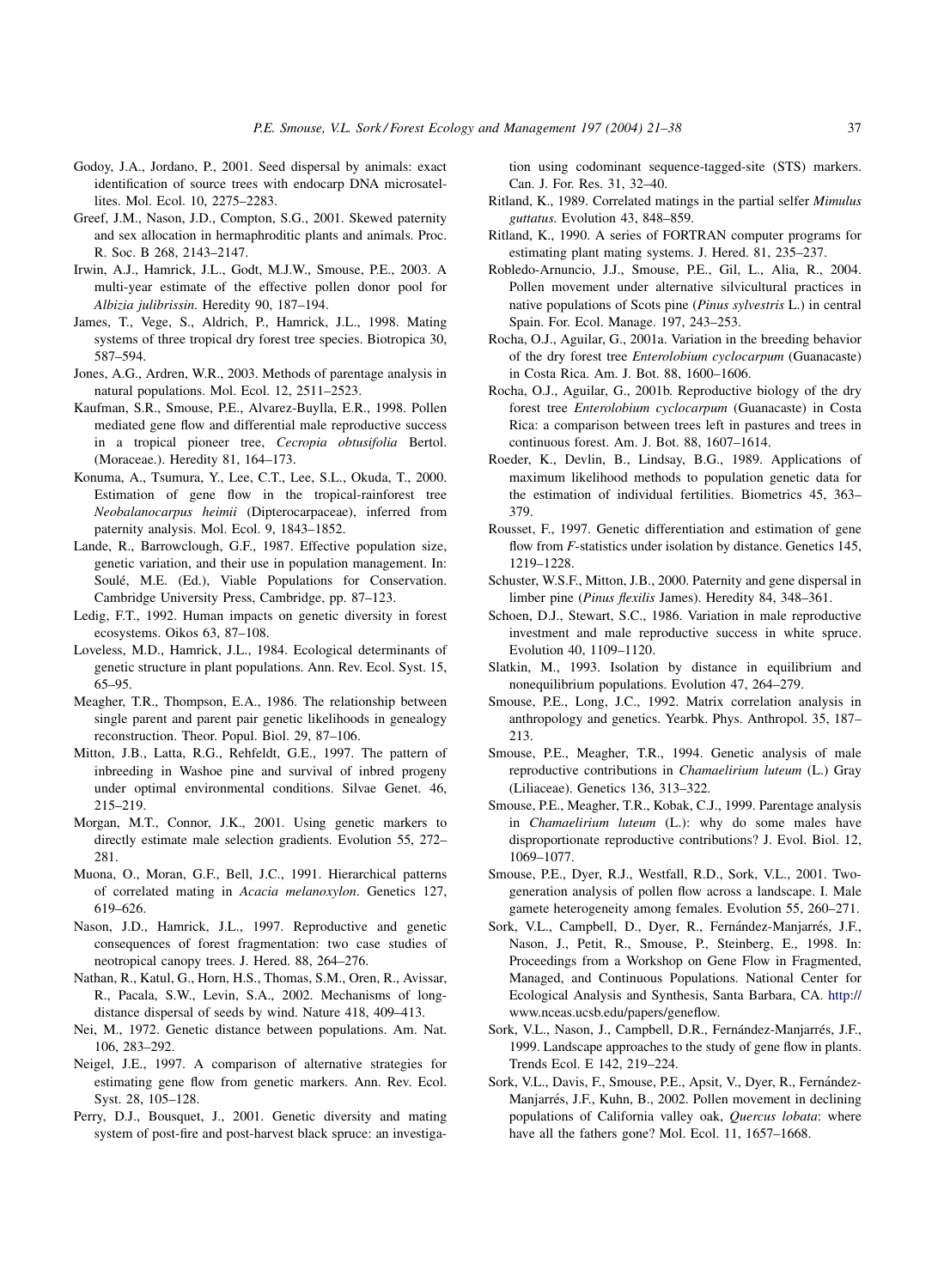Godoy, J.A., Jordano, P., 2001. Seed dispersal by animals: exact identification of source trees with endocarp DNA microsatellites. Mol. Ecol. 10, 2275–2283.

Greef, J.M., Nason, J.D., Compton, S.G., 2001. Skewed paternity and sex allocation in hermaphroditic plants and animals. Proc. R. Soc. B 268, 2143–2147.

Irwin, A.J., Hamrick, J.L., Godt, M.J.W., Smouse, P.E., 2003. A multi-year estimate of the effective pollen donor pool for *Albizia julibrissin*. Heredity 90, 187–194.

James, T., Vege, S., Aldrich, P., Hamrick, J.L., 1998. Mating systems of three tropical dry forest tree species. Biotropica 30, 587–594.

Jones, A.G., Ardren, W.R., 2003. Methods of parentage analysis in natural populations. Mol. Ecol. 12, 2511–2523.

Kaufman, S.R., Smouse, P.E., Alvarez-Buylla, E.R., 1998. Pollen mediated gene flow and differential male reproductive success in a tropical pioneer tree, *Cecropia obtusifolia* Bertol. (Moraceae.). Heredity 81, 164–173.

Konuma, A., Tsumura, Y., Lee, C.T., Lee, S.L., Okuda, T., 2000. Estimation of gene flow in the tropical-rainforest tree *Neobalanocarpus heimii* (Dipterocarpaceae), inferred from paternity analysis. Mol. Ecol. 9, 1843–1852.

Lande, R., Barrowclough, G.F., 1987. Effective population size, genetic variation, and their use in population management. In: Soulé, M.E. (Ed.), Viable Populations for Conservation. Cambridge University Press, Cambridge, pp. 87–123.

Ledig, F.T., 1992. Human impacts on genetic diversity in forest ecosystems. Oikos 63, 87–108.

Loveless, M.D., Hamrick, J.L., 1984. Ecological determinants of genetic structure in plant populations. Ann. Rev. Ecol. Syst. 15, 65–95.

Meagher, T.R., Thompson, E.A., 1986. The relationship between single parent and parent pair genetic likelihoods in genealogy reconstruction. Theor. Popul. Biol. 29, 87–106.

Mitton, J.B., Latta, R.G., Rehfeldt, G.E., 1997. The pattern of inbreeding in Washoe pine and survival of inbred progeny under optimal environmental conditions. Silvae Genet. 46, 215–219.

Morgan, M.T., Connor, J.K., 2001. Using genetic markers to directly estimate male selection gradients. Evolution 55, 272–281.

Muona, O., Moran, G.F., Bell, J.C., 1991. Hierarchical patterns of correlated mating in *Acacia melanoxylon*. Genetics 127, 619–626.

Nason, J.D., Hamrick, J.L., 1997. Reproductive and genetic consequences of forest fragmentation: two case studies of neotropical canopy trees. J. Hered. 88, 264–276.

Nathan, R., Katul, G., Horn, H.S., Thomas, S.M., Oren, R., Avissar, R., Pacala, S.W., Levin, S.A., 2002. Mechanisms of long-distance dispersal of seeds by wind. Nature 418, 409–413.

Nei, M., 1972. Genetic distance between populations. Am. Nat. 106, 283–292.

Neigel, J.E., 1997. A comparison of alternative strategies for estimating gene flow from genetic markers. Ann. Rev. Ecol. Syst. 28, 105–128.

Perry, D.J., Bousquet, J., 2001. Genetic diversity and mating system of post-fire and post-harvest black spruce: an investigation using codominant sequence-tagged-site (STS) markers. Can. J. For. Res. 31, 32–40.

Ritland, K., 1989. Correlated matings in the partial selfer *Mimulus guttatus*. Evolution 43, 848–859.

Ritland, K., 1990. A series of FORTRAN computer programs for estimating plant mating systems. J. Hered. 81, 235–237.

Robledo-Arnuncio, J.J., Smouse, P.E., Gil, L., Alia, R., 2004. Pollen movement under alternative silvicultural practices in native populations of Scots pine (*Pinus sylvestris* L.) in central Spain. For. Ecol. Manage. 197, 243–253.

Rocha, O.J., Aguilar, G., 2001a. Variation in the breeding behavior of the dry forest tree *Enterolobium cyclocarpum* (Guanacaste) in Costa Rica. Am. J. Bot. 88, 1600–1606.

Rocha, O.J., Aguilar, G., 2001b. Reproductive biology of the dry forest tree *Enterolobium cyclocarpum* (Guanacaste) in Costa Rica: a comparison between trees left in pastures and trees in continuous forest. Am. J. Bot. 88, 1607–1614.

Roeder, K., Devlin, B., Lindsay, B.G., 1989. Applications of maximum likelihood methods to population genetic data for the estimation of individual fertilities. Biometrics 45, 363–379.

Rousset, F., 1997. Genetic differentiation and estimation of gene flow from *F*-statistics under isolation by distance. Genetics 145, 1219–1228.

Schuster, W.S.F., Mitton, J.B., 2000. Paternity and gene dispersal in limber pine (*Pinus flexilis* James). Heredity 84, 348–361.

Schoen, D.J., Stewart, S.C., 1986. Variation in male reproductive investment and male reproductive success in white spruce. Evolution 40, 1109–1120.

Slatkin, M., 1993. Isolation by distance in equilibrium and nonequilibrium populations. Evolution 47, 264–279.

Smouse, P.E., Long, J.C., 1992. Matrix correlation analysis in anthropology and genetics. Yearbk. Phys. Anthropol. 35, 187–213.

Smouse, P.E., Meagher, T.R., 1994. Genetic analysis of male reproductive contributions in *Chamaelirium luteum* (L.) Gray (Liliaceae). Genetics 136, 313–322.

Smouse, P.E., Meagher, T.R., Kobak, C.J., 1999. Parentage analysis in *Chamaelirium luteum* (L.): why do some males have disproportionate reproductive contributions? J. Evol. Biol. 12, 1069–1077.

Smouse, P.E., Dyer, R.J., Westfall, R.D., Sork, V.L., 2001. Two-generation analysis of pollen flow across a landscape. I. Male gamete heterogeneity among females. Evolution 55, 260–271.

Sork, V.L., Campbell, D., Dyer, R., Fernández-Manjarrés, J.F., Nason, J., Petit, R., Smouse, P., Steinberg, E., 1998. In: Proceedings from a Workshop on Gene Flow in Fragmented, Managed, and Continuous Populations. National Center for Ecological Analysis and Synthesis, Santa Barbara, CA. http://www.nceas.ucsb.edu/papers/geneflow.

Sork, V.L., Nason, J., Campbell, D.R., Fernández-Manjarrés, J.F., 1999. Landscape approaches to the study of gene flow in plants. Trends Ecol. E 142, 219–224.

Sork, V.L., Davis, F., Smouse, P.E., Apsit, V., Dyer, R., Fernández-Manjarrés, J.F., Kuhn, B., 2002. Pollen movement in declining populations of California valley oak, *Quercus lobata*: where have all the fathers gone? Mol. Ecol. 11, 1657–1668.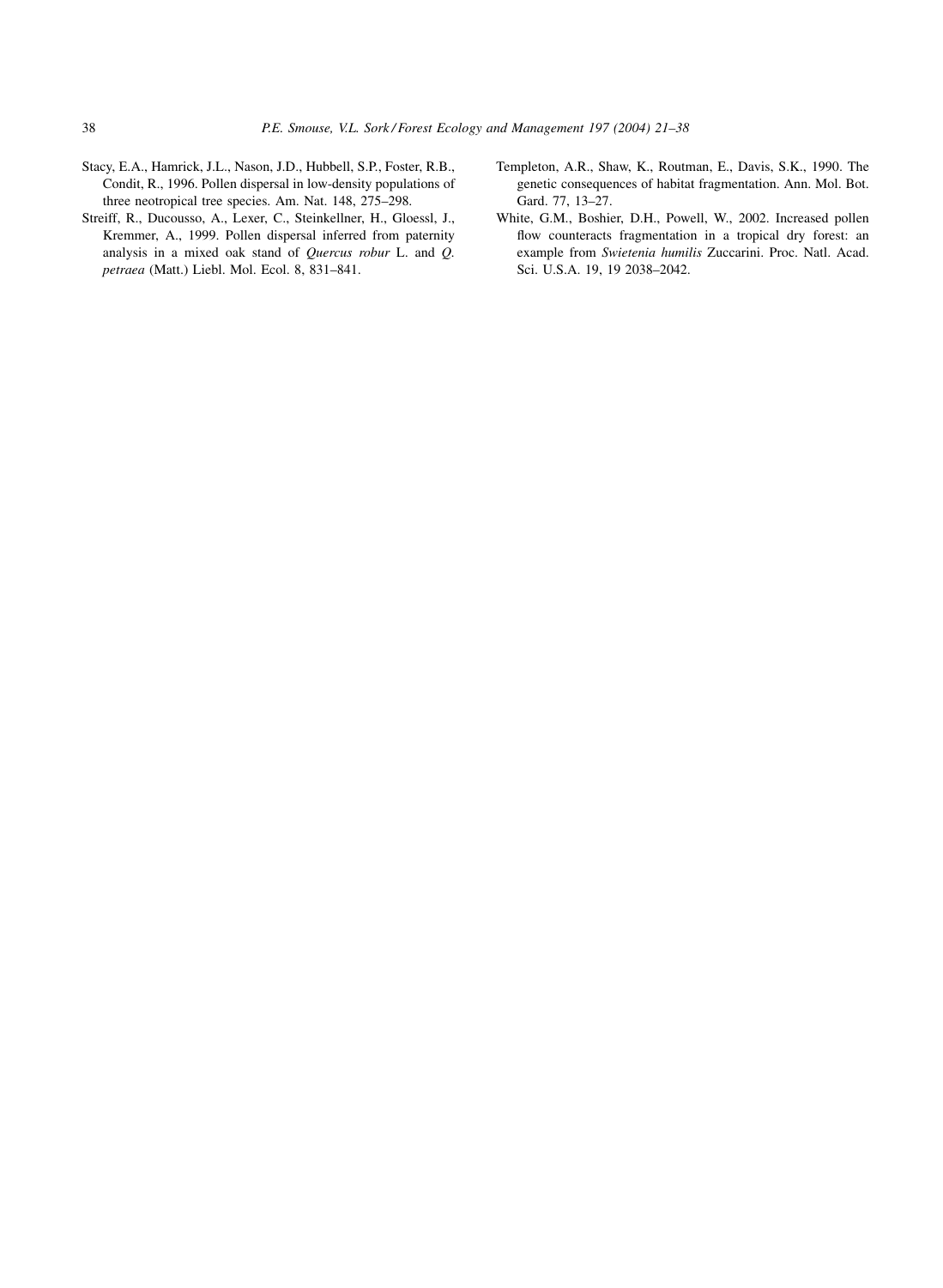Stacy, E.A., Hamrick, J.L., Nason, J.D., Hubbell, S.P., Foster, R.B., Condit, R., 1996. Pollen dispersal in low-density populations of three neotropical tree species. Am. Nat. 148, 275–298.

Streiff, R., Ducousso, A., Lexer, C., Steinkellner, H., Gloessl, J., Kremmer, A., 1999. Pollen dispersal inferred from paternity analysis in a mixed oak stand of *Quercus robur* L. and *Q. petraea* (Matt.) Liebl. Mol. Ecol. 8, 831–841.

Templeton, A.R., Shaw, K., Routman, E., Davis, S.K., 1990. The genetic consequences of habitat fragmentation. Ann. Mol. Bot. Gard. 77, 13–27.

White, G.M., Boshier, D.H., Powell, W., 2002. Increased pollen flow counteracts fragmentation in a tropical dry forest: an example from *Swietenia humilis* Zuccarini. Proc. Natl. Acad. Sci. U.S.A. 19, 19 2038–2042.